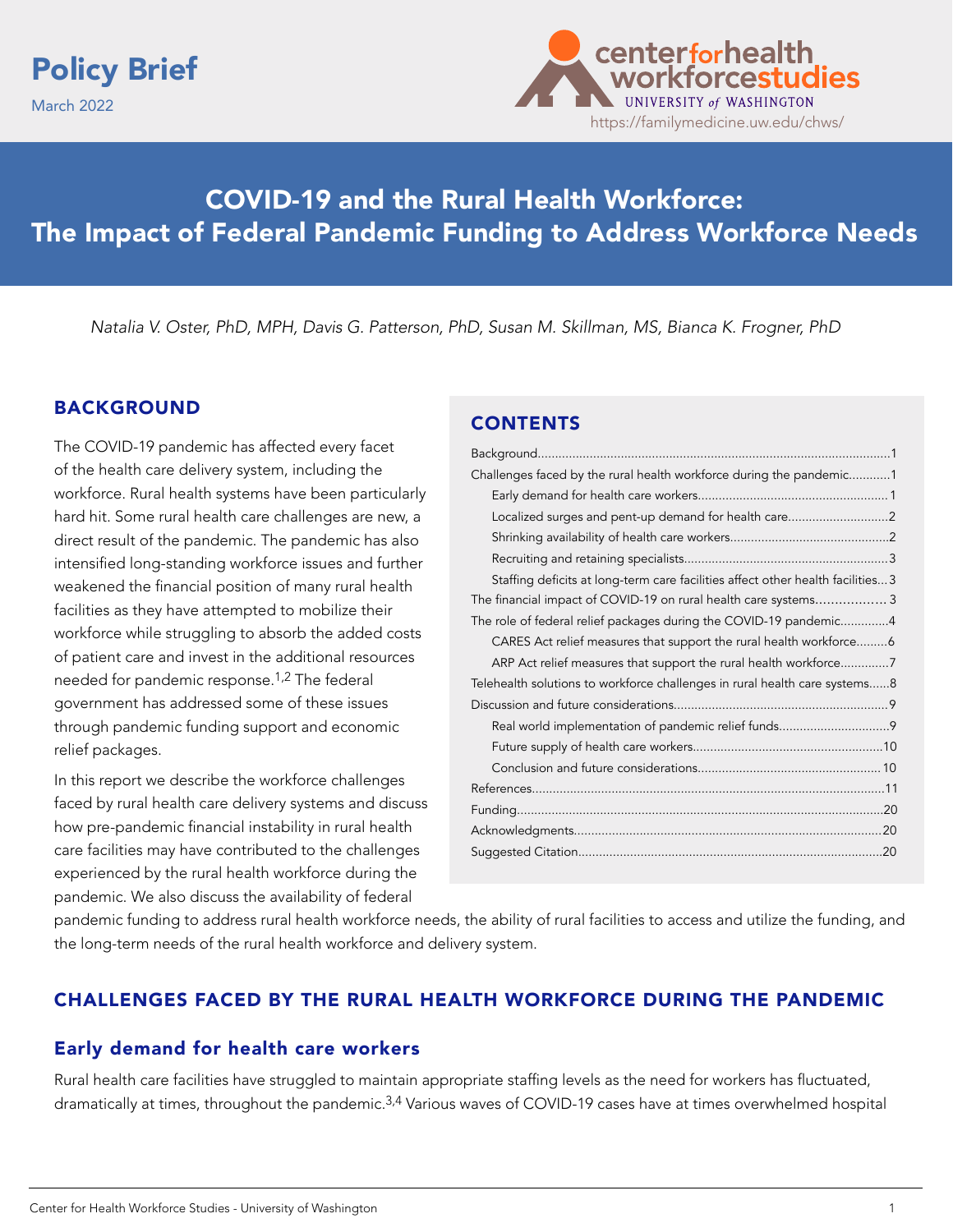Policy Brief

March 2022

center for health workforce studies
UNIVERSITY of WASHINGTON
https://familymedicine.uw.edu/chws/

# COVID-19 and the Rural Health Workforce: The Impact of Federal Pandemic Funding to Address Workforce Needs

*Natalia V. Oster, PhD, MPH, Davis G. Patterson, PhD, Susan M. Skillman, MS, Bianca K. Frogner, PhD*

## CONTENTS

- Background....1
- Challenges faced by the rural health workforce during the pandemic....1
  - Early demand for health care workers....1
  - Localized surges and pent-up demand for health care....2
  - Shrinking availability of health care workers....2
  - Recruiting and retaining specialists....3
  - Staffing deficits at long-term care facilities affect other health facilities....3
- The financial impact of COVID-19 on rural health care systems....3
- The role of federal relief packages during the COVID-19 pandemic....4
  - CARES Act relief measures that support the rural health workforce....6
  - ARP Act relief measures that support the rural health workforce....7
- Telehealth solutions to workforce challenges in rural health care systems....8
- Discussion and future considerations....9
  - Real world implementation of pandemic relief funds....9
  - Future supply of health care workers....10
  - Conclusion and future considerations....10
- References....11
- Funding....20
- Acknowledgments....20
- Suggested Citation....20

## BACKGROUND

The COVID-19 pandemic has affected every facet of the health care delivery system, including the workforce. Rural health systems have been particularly hard hit. Some rural health care challenges are new, a direct result of the pandemic. The pandemic has also intensified long-standing workforce issues and further weakened the financial position of many rural health facilities as they have attempted to mobilize their workforce while struggling to absorb the added costs of patient care and invest in the additional resources needed for pandemic response.[1,2] The federal government has addressed some of these issues through pandemic funding support and economic relief packages.

In this report we describe the workforce challenges faced by rural health care delivery systems and discuss how pre-pandemic financial instability in rural health care facilities may have contributed to the challenges experienced by the rural health workforce during the pandemic. We also discuss the availability of federal pandemic funding to address rural health workforce needs, the ability of rural facilities to access and utilize the funding, and the long-term needs of the rural health workforce and delivery system.

## CHALLENGES FACED BY THE RURAL HEALTH WORKFORCE DURING THE PANDEMIC

### Early demand for health care workers

Rural health care facilities have struggled to maintain appropriate staffing levels as the need for workers has fluctuated, dramatically at times, throughout the pandemic.[3,4] Various waves of COVID-19 cases have at times overwhelmed hospital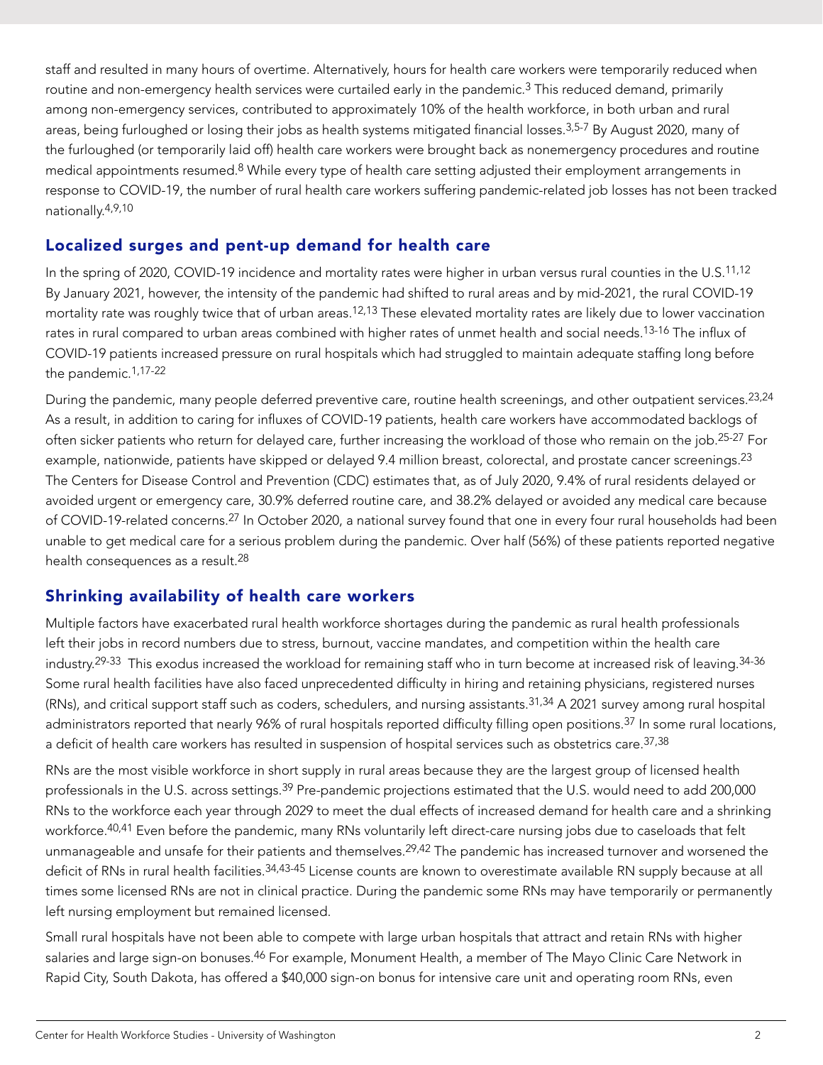staff and resulted in many hours of overtime. Alternatively, hours for health care workers were temporarily reduced when routine and non-emergency health services were curtailed early in the pandemic.[3] This reduced demand, primarily among non-emergency services, contributed to approximately 10% of the health workforce, in both urban and rural areas, being furloughed or losing their jobs as health systems mitigated financial losses.[3,5-7] By August 2020, many of the furloughed (or temporarily laid off) health care workers were brought back as nonemergency procedures and routine medical appointments resumed.[8] While every type of health care setting adjusted their employment arrangements in response to COVID-19, the number of rural health care workers suffering pandemic-related job losses has not been tracked nationally.[4,9,10]

## Localized surges and pent-up demand for health care

In the spring of 2020, COVID-19 incidence and mortality rates were higher in urban versus rural counties in the U.S.[11,12] By January 2021, however, the intensity of the pandemic had shifted to rural areas and by mid-2021, the rural COVID-19 mortality rate was roughly twice that of urban areas.[12,13] These elevated mortality rates are likely due to lower vaccination rates in rural compared to urban areas combined with higher rates of unmet health and social needs.[13-16] The influx of COVID-19 patients increased pressure on rural hospitals which had struggled to maintain adequate staffing long before the pandemic.[1,17-22]

During the pandemic, many people deferred preventive care, routine health screenings, and other outpatient services.[23,24] As a result, in addition to caring for influxes of COVID-19 patients, health care workers have accommodated backlogs of often sicker patients who return for delayed care, further increasing the workload of those who remain on the job.[25-27] For example, nationwide, patients have skipped or delayed 9.4 million breast, colorectal, and prostate cancer screenings.[23] The Centers for Disease Control and Prevention (CDC) estimates that, as of July 2020, 9.4% of rural residents delayed or avoided urgent or emergency care, 30.9% deferred routine care, and 38.2% delayed or avoided any medical care because of COVID-19-related concerns.[27] In October 2020, a national survey found that one in every four rural households had been unable to get medical care for a serious problem during the pandemic. Over half (56%) of these patients reported negative health consequences as a result.[28]

## Shrinking availability of health care workers

Multiple factors have exacerbated rural health workforce shortages during the pandemic as rural health professionals left their jobs in record numbers due to stress, burnout, vaccine mandates, and competition within the health care industry.[29-33] This exodus increased the workload for remaining staff who in turn become at increased risk of leaving.[34-36] Some rural health facilities have also faced unprecedented difficulty in hiring and retaining physicians, registered nurses (RNs), and critical support staff such as coders, schedulers, and nursing assistants.[31,34] A 2021 survey among rural hospital administrators reported that nearly 96% of rural hospitals reported difficulty filling open positions.[37] In some rural locations, a deficit of health care workers has resulted in suspension of hospital services such as obstetrics care.[37,38]

RNs are the most visible workforce in short supply in rural areas because they are the largest group of licensed health professionals in the U.S. across settings.[39] Pre-pandemic projections estimated that the U.S. would need to add 200,000 RNs to the workforce each year through 2029 to meet the dual effects of increased demand for health care and a shrinking workforce.[40,41] Even before the pandemic, many RNs voluntarily left direct-care nursing jobs due to caseloads that felt unmanageable and unsafe for their patients and themselves.[29,42] The pandemic has increased turnover and worsened the deficit of RNs in rural health facilities.[34,43-45] License counts are known to overestimate available RN supply because at all times some licensed RNs are not in clinical practice. During the pandemic some RNs may have temporarily or permanently left nursing employment but remained licensed.

Small rural hospitals have not been able to compete with large urban hospitals that attract and retain RNs with higher salaries and large sign-on bonuses.[46] For example, Monument Health, a member of The Mayo Clinic Care Network in Rapid City, South Dakota, has offered a $40,000 sign-on bonus for intensive care unit and operating room RNs, even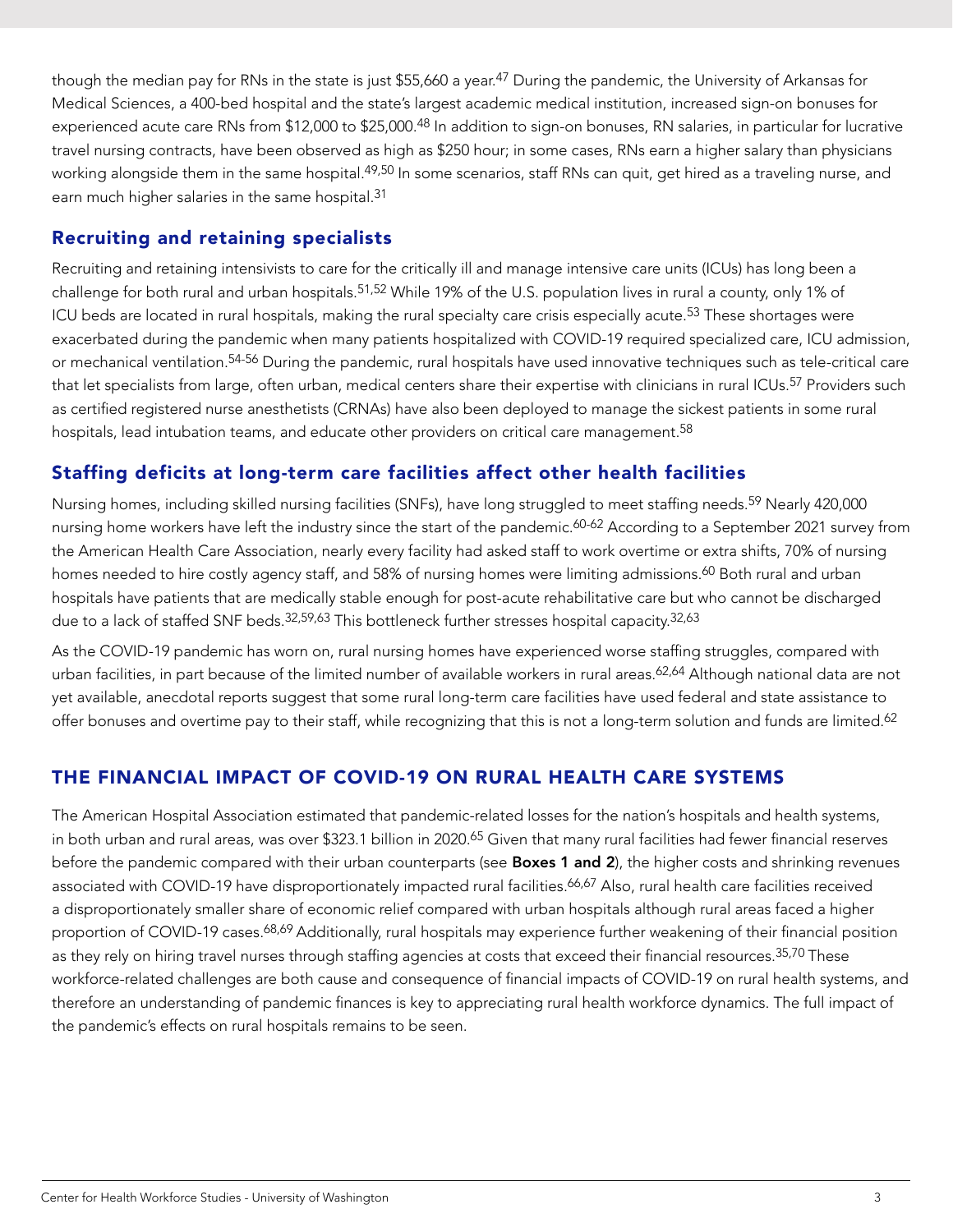though the median pay for RNs in the state is just $55,660 a year.[47] During the pandemic, the University of Arkansas for Medical Sciences, a 400-bed hospital and the state's largest academic medical institution, increased sign-on bonuses for experienced acute care RNs from $12,000 to $25,000.[48] In addition to sign-on bonuses, RN salaries, in particular for lucrative travel nursing contracts, have been observed as high as $250 hour; in some cases, RNs earn a higher salary than physicians working alongside them in the same hospital.[49,50] In some scenarios, staff RNs can quit, get hired as a traveling nurse, and earn much higher salaries in the same hospital.[31]

### Recruiting and retaining specialists

Recruiting and retaining intensivists to care for the critically ill and manage intensive care units (ICUs) has long been a challenge for both rural and urban hospitals.[51,52] While 19% of the U.S. population lives in rural a county, only 1% of ICU beds are located in rural hospitals, making the rural specialty care crisis especially acute.[53] These shortages were exacerbated during the pandemic when many patients hospitalized with COVID-19 required specialized care, ICU admission, or mechanical ventilation.[54-56] During the pandemic, rural hospitals have used innovative techniques such as tele-critical care that let specialists from large, often urban, medical centers share their expertise with clinicians in rural ICUs.[57] Providers such as certified registered nurse anesthetists (CRNAs) have also been deployed to manage the sickest patients in some rural hospitals, lead intubation teams, and educate other providers on critical care management.[58]

### Staffing deficits at long-term care facilities affect other health facilities

Nursing homes, including skilled nursing facilities (SNFs), have long struggled to meet staffing needs.[59] Nearly 420,000 nursing home workers have left the industry since the start of the pandemic.[60-62] According to a September 2021 survey from the American Health Care Association, nearly every facility had asked staff to work overtime or extra shifts, 70% of nursing homes needed to hire costly agency staff, and 58% of nursing homes were limiting admissions.[60] Both rural and urban hospitals have patients that are medically stable enough for post-acute rehabilitative care but who cannot be discharged due to a lack of staffed SNF beds.[32,59,63] This bottleneck further stresses hospital capacity.[32,63]

As the COVID-19 pandemic has worn on, rural nursing homes have experienced worse staffing struggles, compared with urban facilities, in part because of the limited number of available workers in rural areas.[62,64] Although national data are not yet available, anecdotal reports suggest that some rural long-term care facilities have used federal and state assistance to offer bonuses and overtime pay to their staff, while recognizing that this is not a long-term solution and funds are limited.[62]

## THE FINANCIAL IMPACT OF COVID-19 ON RURAL HEALTH CARE SYSTEMS

The American Hospital Association estimated that pandemic-related losses for the nation's hospitals and health systems, in both urban and rural areas, was over $323.1 billion in 2020.[65] Given that many rural facilities had fewer financial reserves before the pandemic compared with their urban counterparts (see **Boxes 1 and 2**), the higher costs and shrinking revenues associated with COVID-19 have disproportionately impacted rural facilities.[66,67] Also, rural health care facilities received a disproportionately smaller share of economic relief compared with urban hospitals although rural areas faced a higher proportion of COVID-19 cases.[68,69] Additionally, rural hospitals may experience further weakening of their financial position as they rely on hiring travel nurses through staffing agencies at costs that exceed their financial resources.[35,70] These workforce-related challenges are both cause and consequence of financial impacts of COVID-19 on rural health systems, and therefore an understanding of pandemic finances is key to appreciating rural health workforce dynamics. The full impact of the pandemic's effects on rural hospitals remains to be seen.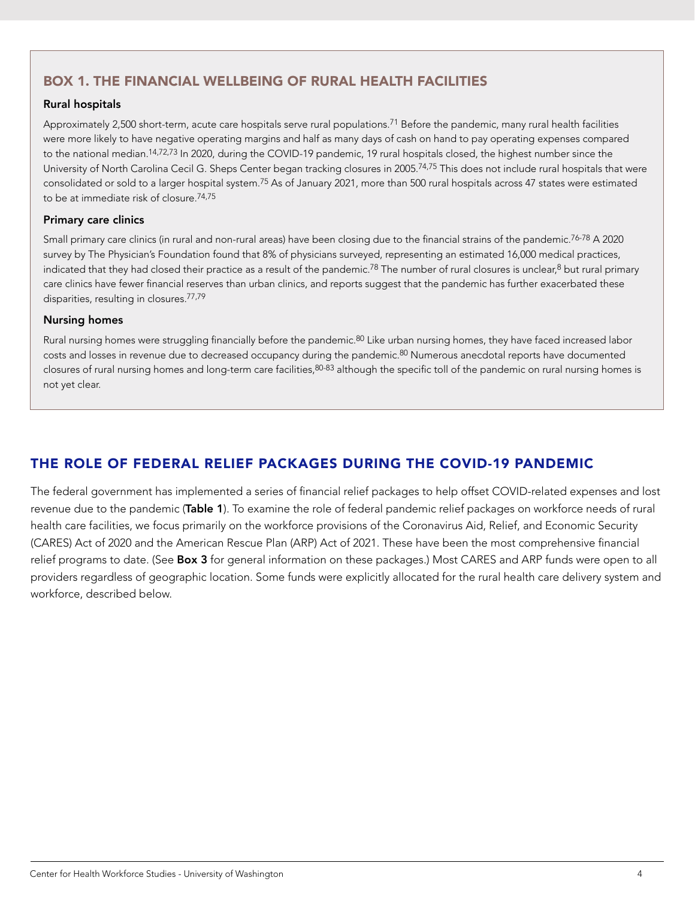## BOX 1. THE FINANCIAL WELLBEING OF RURAL HEALTH FACILITIES

### Rural hospitals

Approximately 2,500 short-term, acute care hospitals serve rural populations.[71] Before the pandemic, many rural health facilities were more likely to have negative operating margins and half as many days of cash on hand to pay operating expenses compared to the national median.[14,72,73] In 2020, during the COVID-19 pandemic, 19 rural hospitals closed, the highest number since the University of North Carolina Cecil G. Sheps Center began tracking closures in 2005.[74,75] This does not include rural hospitals that were consolidated or sold to a larger hospital system.[75] As of January 2021, more than 500 rural hospitals across 47 states were estimated to be at immediate risk of closure.[74,75]

### Primary care clinics

Small primary care clinics (in rural and non-rural areas) have been closing due to the financial strains of the pandemic.[76-78] A 2020 survey by The Physician's Foundation found that 8% of physicians surveyed, representing an estimated 16,000 medical practices, indicated that they had closed their practice as a result of the pandemic.[78] The number of rural closures is unclear,[8] but rural primary care clinics have fewer financial reserves than urban clinics, and reports suggest that the pandemic has further exacerbated these disparities, resulting in closures.[77,79]

### Nursing homes

Rural nursing homes were struggling financially before the pandemic.[80] Like urban nursing homes, they have faced increased labor costs and losses in revenue due to decreased occupancy during the pandemic.[80] Numerous anecdotal reports have documented closures of rural nursing homes and long-term care facilities,[80-83] although the specific toll of the pandemic on rural nursing homes is not yet clear.

## THE ROLE OF FEDERAL RELIEF PACKAGES DURING THE COVID-19 PANDEMIC

The federal government has implemented a series of financial relief packages to help offset COVID-related expenses and lost revenue due to the pandemic (**Table 1**). To examine the role of federal pandemic relief packages on workforce needs of rural health care facilities, we focus primarily on the workforce provisions of the Coronavirus Aid, Relief, and Economic Security (CARES) Act of 2020 and the American Rescue Plan (ARP) Act of 2021. These have been the most comprehensive financial relief programs to date. (See **Box 3** for general information on these packages.) Most CARES and ARP funds were open to all providers regardless of geographic location. Some funds were explicitly allocated for the rural health care delivery system and workforce, described below.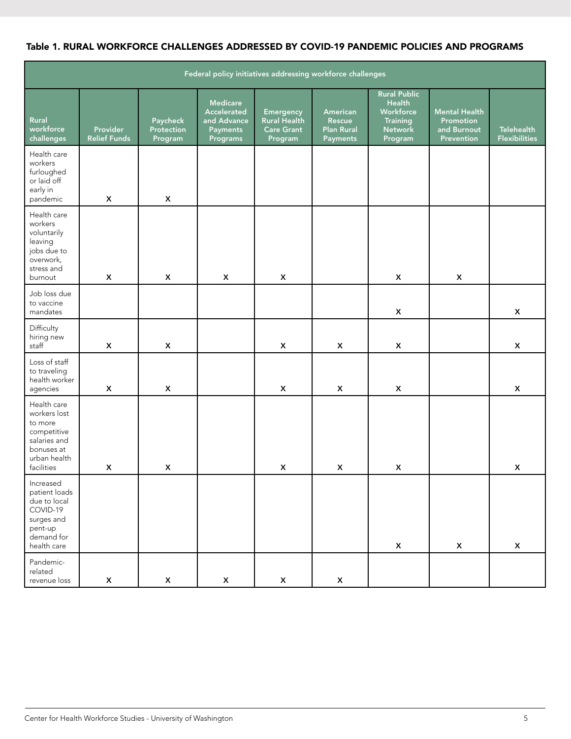### Table 1. RURAL WORKFORCE CHALLENGES ADDRESSED BY COVID-19 PANDEMIC POLICIES AND PROGRAMS

| | Federal policy initiatives addressing workforce challenges | | | | | | | |
|---|---|---|---|---|---|---|---|---|
| **Rural workforce challenges** | **Provider Relief Funds** | **Paycheck Protection Program** | **Medicare Accelerated and Advance Payments Programs** | **Emergency Rural Health Care Grant Program** | **American Rescue Plan Rural Payments** | **Rural Public Health Workforce Training Network Program** | **Mental Health Promotion and Burnout Prevention** | **Telehealth Flexibilities** |
| Health care workers furloughed or laid off early in pandemic | X | X | | | | | | |
| Health care workers voluntarily leaving jobs due to overwork, stress and burnout | X | X | X | X | | X | X | |
| Job loss due to vaccine mandates | | | | | | X | | X |
| Difficulty hiring new staff | X | X | | X | X | X | | X |
| Loss of staff to traveling health worker agencies | X | X | | X | X | X | | X |
| Health care workers lost to more competitive salaries and bonuses at urban health facilities | X | X | | X | X | X | | X |
| Increased patient loads due to local COVID-19 surges and pent-up demand for health care | | | | | | X | X | X |
| Pandemic-related revenue loss | X | X | X | X | X | | | |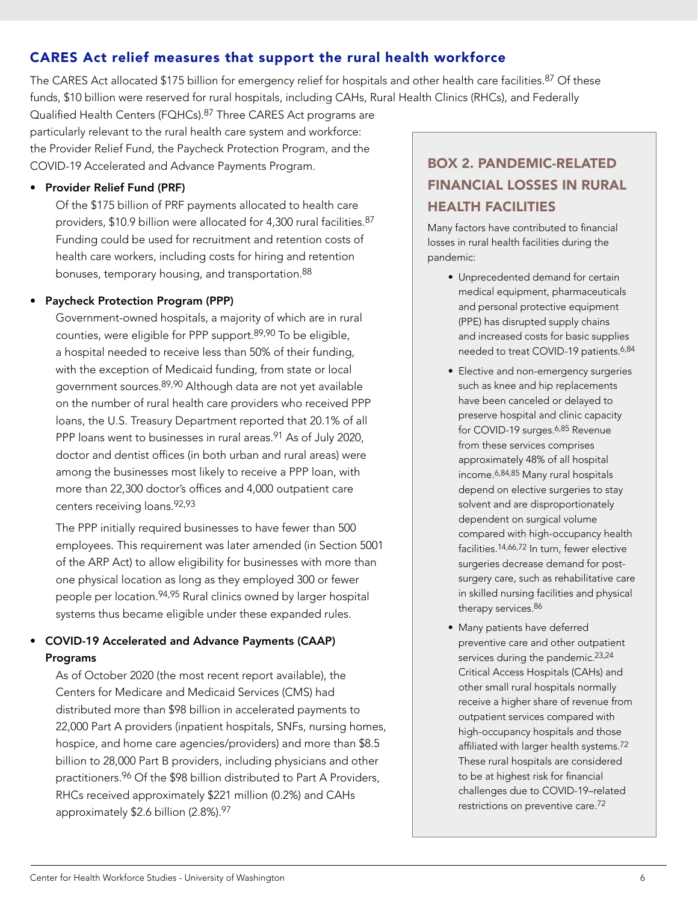## CARES Act relief measures that support the rural health workforce

The CARES Act allocated $175 billion for emergency relief for hospitals and other health care facilities.[87] Of these funds, $10 billion were reserved for rural hospitals, including CAHs, Rural Health Clinics (RHCs), and Federally Qualified Health Centers (FQHCs).[87] Three CARES Act programs are particularly relevant to the rural health care system and workforce: the Provider Relief Fund, the Paycheck Protection Program, and the COVID-19 Accelerated and Advance Payments Program.

- **Provider Relief Fund (PRF)**

  Of the $175 billion of PRF payments allocated to health care providers, $10.9 billion were allocated for 4,300 rural facilities.[87] Funding could be used for recruitment and retention costs of health care workers, including costs for hiring and retention bonuses, temporary housing, and transportation.[88]

- **Paycheck Protection Program (PPP)**

  Government-owned hospitals, a majority of which are in rural counties, were eligible for PPP support.[89,90] To be eligible, a hospital needed to receive less than 50% of their funding, with the exception of Medicaid funding, from state or local government sources.[89,90] Although data are not yet available on the number of rural health care providers who received PPP loans, the U.S. Treasury Department reported that 20.1% of all PPP loans went to businesses in rural areas.[91] As of July 2020, doctor and dentist offices (in both urban and rural areas) were among the businesses most likely to receive a PPP loan, with more than 22,300 doctor's offices and 4,000 outpatient care centers receiving loans.[92,93]

  The PPP initially required businesses to have fewer than 500 employees. This requirement was later amended (in Section 5001 of the ARP Act) to allow eligibility for businesses with more than one physical location as long as they employed 300 or fewer people per location.[94,95] Rural clinics owned by larger hospital systems thus became eligible under these expanded rules.

- **COVID-19 Accelerated and Advance Payments (CAAP) Programs**

  As of October 2020 (the most recent report available), the Centers for Medicare and Medicaid Services (CMS) had distributed more than $98 billion in accelerated payments to 22,000 Part A providers (inpatient hospitals, SNFs, nursing homes, hospice, and home care agencies/providers) and more than $8.5 billion to 28,000 Part B providers, including physicians and other practitioners.[96] Of the $98 billion distributed to Part A Providers, RHCs received approximately $221 million (0.2%) and CAHs approximately $2.6 billion (2.8%).[97]

### BOX 2. PANDEMIC-RELATED FINANCIAL LOSSES IN RURAL HEALTH FACILITIES

Many factors have contributed to financial losses in rural health facilities during the pandemic:

- Unprecedented demand for certain medical equipment, pharmaceuticals and personal protective equipment (PPE) has disrupted supply chains and increased costs for basic supplies needed to treat COVID-19 patients.[6,84]
- Elective and non-emergency surgeries such as knee and hip replacements have been canceled or delayed to preserve hospital and clinic capacity for COVID-19 surges.[6,85] Revenue from these services comprises approximately 48% of all hospital income.[6,84,85] Many rural hospitals depend on elective surgeries to stay solvent and are disproportionately dependent on surgical volume compared with high-occupancy health facilities.[14,66,72] In turn, fewer elective surgeries decrease demand for post-surgery care, such as rehabilitative care in skilled nursing facilities and physical therapy services.[86]
- Many patients have deferred preventive care and other outpatient services during the pandemic.[23,24] Critical Access Hospitals (CAHs) and other small rural hospitals normally receive a higher share of revenue from outpatient services compared with high-occupancy hospitals and those affiliated with larger health systems.[72] These rural hospitals are considered to be at highest risk for financial challenges due to COVID-19–related restrictions on preventive care.[72]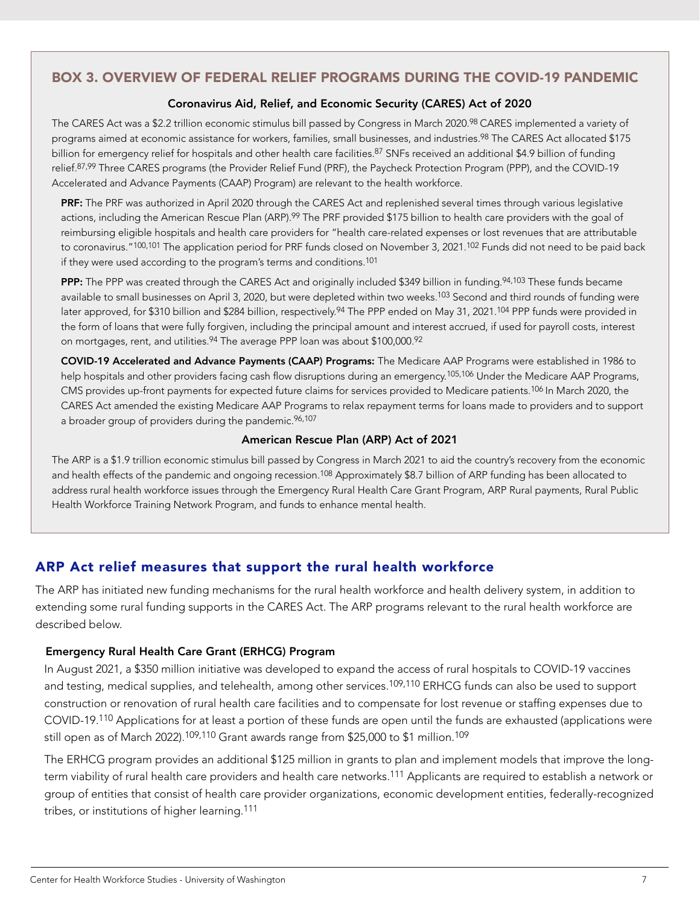## BOX 3. OVERVIEW OF FEDERAL RELIEF PROGRAMS DURING THE COVID-19 PANDEMIC

**Coronavirus Aid, Relief, and Economic Security (CARES) Act of 2020**

The CARES Act was a $2.2 trillion economic stimulus bill passed by Congress in March 2020.[98] CARES implemented a variety of programs aimed at economic assistance for workers, families, small businesses, and industries.[98] The CARES Act allocated $175 billion for emergency relief for hospitals and other health care facilities.[87] SNFs received an additional $4.9 billion of funding relief.[87,99] Three CARES programs (the Provider Relief Fund (PRF), the Paycheck Protection Program (PPP), and the COVID-19 Accelerated and Advance Payments (CAAP) Program) are relevant to the health workforce.

**PRF:** The PRF was authorized in April 2020 through the CARES Act and replenished several times through various legislative actions, including the American Rescue Plan (ARP).[99] The PRF provided $175 billion to health care providers with the goal of reimbursing eligible hospitals and health care providers for "health care-related expenses or lost revenues that are attributable to coronavirus."[100,101] The application period for PRF funds closed on November 3, 2021.[102] Funds did not need to be paid back if they were used according to the program's terms and conditions.[101]

**PPP:** The PPP was created through the CARES Act and originally included $349 billion in funding.[94,103] These funds became available to small businesses on April 3, 2020, but were depleted within two weeks.[103] Second and third rounds of funding were later approved, for $310 billion and $284 billion, respectively.[94] The PPP ended on May 31, 2021.[104] PPP funds were provided in the form of loans that were fully forgiven, including the principal amount and interest accrued, if used for payroll costs, interest on mortgages, rent, and utilities.[94] The average PPP loan was about $100,000.[92]

**COVID-19 Accelerated and Advance Payments (CAAP) Programs:** The Medicare AAP Programs were established in 1986 to help hospitals and other providers facing cash flow disruptions during an emergency.[105,106] Under the Medicare AAP Programs, CMS provides up-front payments for expected future claims for services provided to Medicare patients.[106] In March 2020, the CARES Act amended the existing Medicare AAP Programs to relax repayment terms for loans made to providers and to support a broader group of providers during the pandemic.[96,107]

**American Rescue Plan (ARP) Act of 2021**

The ARP is a $1.9 trillion economic stimulus bill passed by Congress in March 2021 to aid the country's recovery from the economic and health effects of the pandemic and ongoing recession.[108] Approximately $8.7 billion of ARP funding has been allocated to address rural health workforce issues through the Emergency Rural Health Care Grant Program, ARP Rural payments, Rural Public Health Workforce Training Network Program, and funds to enhance mental health.

## ARP Act relief measures that support the rural health workforce

The ARP has initiated new funding mechanisms for the rural health workforce and health delivery system, in addition to extending some rural funding supports in the CARES Act. The ARP programs relevant to the rural health workforce are described below.

### Emergency Rural Health Care Grant (ERHCG) Program

In August 2021, a $350 million initiative was developed to expand the access of rural hospitals to COVID-19 vaccines and testing, medical supplies, and telehealth, among other services.[109,110] ERHCG funds can also be used to support construction or renovation of rural health care facilities and to compensate for lost revenue or staffing expenses due to COVID-19.[110] Applications for at least a portion of these funds are open until the funds are exhausted (applications were still open as of March 2022).[109,110] Grant awards range from $25,000 to $1 million.[109]

The ERHCG program provides an additional $125 million in grants to plan and implement models that improve the long-term viability of rural health care providers and health care networks.[111] Applicants are required to establish a network or group of entities that consist of health care provider organizations, economic development entities, federally-recognized tribes, or institutions of higher learning.[111]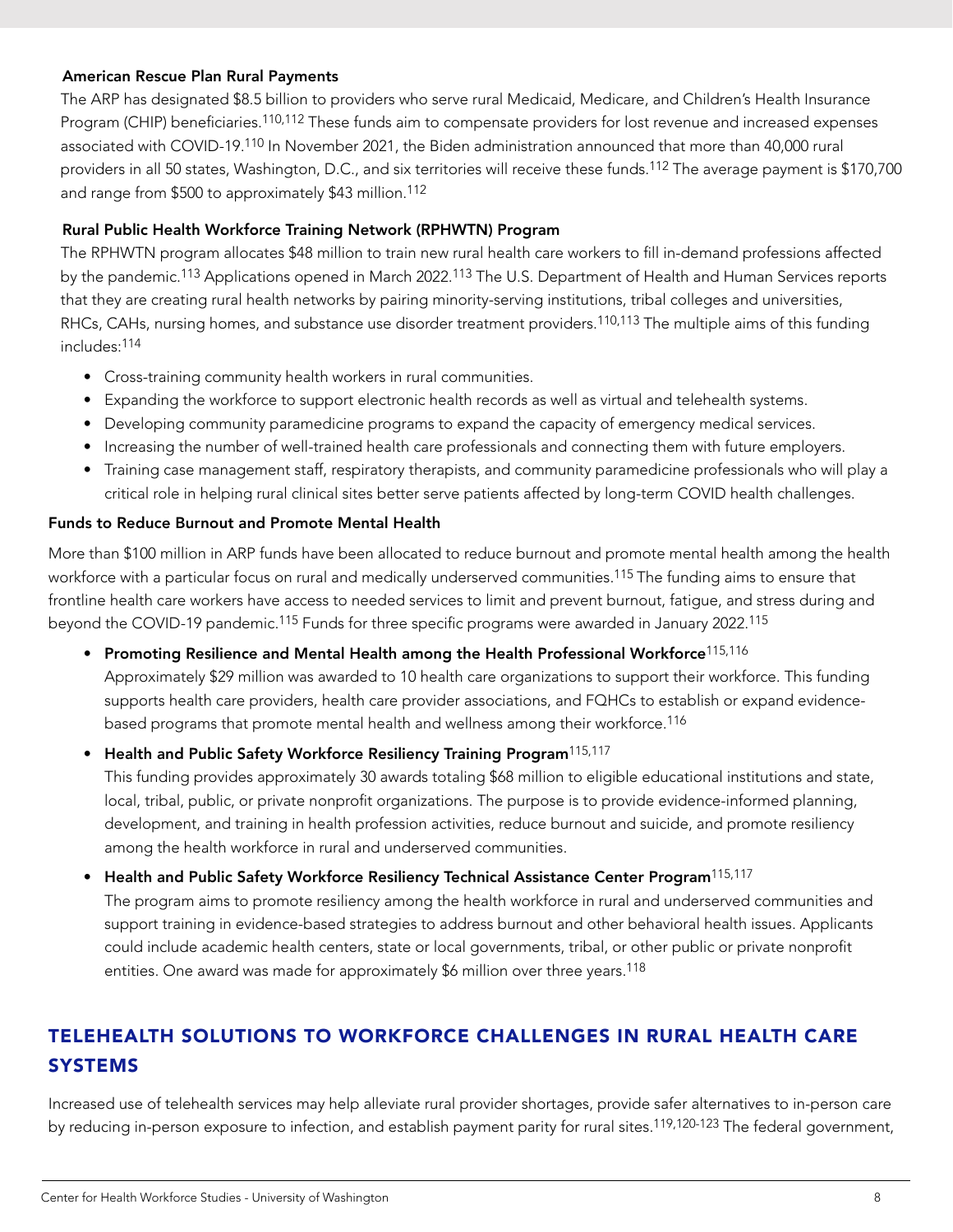### American Rescue Plan Rural Payments

The ARP has designated $8.5 billion to providers who serve rural Medicaid, Medicare, and Children's Health Insurance Program (CHIP) beneficiaries.[110,112] These funds aim to compensate providers for lost revenue and increased expenses associated with COVID-19.[110] In November 2021, the Biden administration announced that more than 40,000 rural providers in all 50 states, Washington, D.C., and six territories will receive these funds.[112] The average payment is $170,700 and range from $500 to approximately $43 million.[112]

### Rural Public Health Workforce Training Network (RPHWTN) Program

The RPHWTN program allocates $48 million to train new rural health care workers to fill in-demand professions affected by the pandemic.[113] Applications opened in March 2022.[113] The U.S. Department of Health and Human Services reports that they are creating rural health networks by pairing minority-serving institutions, tribal colleges and universities, RHCs, CAHs, nursing homes, and substance use disorder treatment providers.[110,113] The multiple aims of this funding includes:[114]

- Cross-training community health workers in rural communities.
- Expanding the workforce to support electronic health records as well as virtual and telehealth systems.
- Developing community paramedicine programs to expand the capacity of emergency medical services.
- Increasing the number of well-trained health care professionals and connecting them with future employers.
- Training case management staff, respiratory therapists, and community paramedicine professionals who will play a critical role in helping rural clinical sites better serve patients affected by long-term COVID health challenges.

### Funds to Reduce Burnout and Promote Mental Health

More than $100 million in ARP funds have been allocated to reduce burnout and promote mental health among the health workforce with a particular focus on rural and medically underserved communities.[115] The funding aims to ensure that frontline health care workers have access to needed services to limit and prevent burnout, fatigue, and stress during and beyond the COVID-19 pandemic.[115] Funds for three specific programs were awarded in January 2022.[115]

- **Promoting Resilience and Mental Health among the Health Professional Workforce**[115,116]
  Approximately $29 million was awarded to 10 health care organizations to support their workforce. This funding supports health care providers, health care provider associations, and FQHCs to establish or expand evidence-based programs that promote mental health and wellness among their workforce.[116]
- **Health and Public Safety Workforce Resiliency Training Program**[115,117]
  This funding provides approximately 30 awards totaling $68 million to eligible educational institutions and state, local, tribal, public, or private nonprofit organizations. The purpose is to provide evidence-informed planning, development, and training in health profession activities, reduce burnout and suicide, and promote resiliency among the health workforce in rural and underserved communities.
- **Health and Public Safety Workforce Resiliency Technical Assistance Center Program**[115,117]
  The program aims to promote resiliency among the health workforce in rural and underserved communities and support training in evidence-based strategies to address burnout and other behavioral health issues. Applicants could include academic health centers, state or local governments, tribal, or other public or private nonprofit entities. One award was made for approximately $6 million over three years.[118]

## TELEHEALTH SOLUTIONS TO WORKFORCE CHALLENGES IN RURAL HEALTH CARE SYSTEMS

Increased use of telehealth services may help alleviate rural provider shortages, provide safer alternatives to in-person care by reducing in-person exposure to infection, and establish payment parity for rural sites.[119,120-123] The federal government,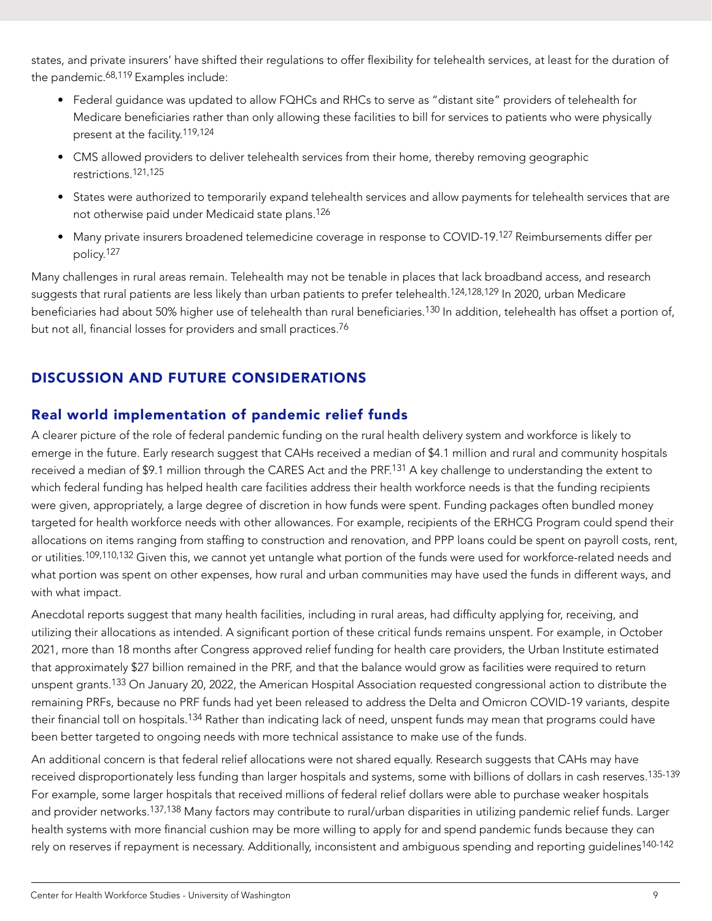states, and private insurers' have shifted their regulations to offer flexibility for telehealth services, at least for the duration of the pandemic.[68,119] Examples include:

- Federal guidance was updated to allow FQHCs and RHCs to serve as "distant site" providers of telehealth for Medicare beneficiaries rather than only allowing these facilities to bill for services to patients who were physically present at the facility.[119,124]
- CMS allowed providers to deliver telehealth services from their home, thereby removing geographic restrictions.[121,125]
- States were authorized to temporarily expand telehealth services and allow payments for telehealth services that are not otherwise paid under Medicaid state plans.[126]
- Many private insurers broadened telemedicine coverage in response to COVID-19.[127] Reimbursements differ per policy.[127]

Many challenges in rural areas remain. Telehealth may not be tenable in places that lack broadband access, and research suggests that rural patients are less likely than urban patients to prefer telehealth.[124,128,129] In 2020, urban Medicare beneficiaries had about 50% higher use of telehealth than rural beneficiaries.[130] In addition, telehealth has offset a portion of, but not all, financial losses for providers and small practices.[76]

## DISCUSSION AND FUTURE CONSIDERATIONS

### Real world implementation of pandemic relief funds

A clearer picture of the role of federal pandemic funding on the rural health delivery system and workforce is likely to emerge in the future. Early research suggest that CAHs received a median of $4.1 million and rural and community hospitals received a median of $9.1 million through the CARES Act and the PRF.[131] A key challenge to understanding the extent to which federal funding has helped health care facilities address their health workforce needs is that the funding recipients were given, appropriately, a large degree of discretion in how funds were spent. Funding packages often bundled money targeted for health workforce needs with other allowances. For example, recipients of the ERHCG Program could spend their allocations on items ranging from staffing to construction and renovation, and PPP loans could be spent on payroll costs, rent, or utilities.[109,110,132] Given this, we cannot yet untangle what portion of the funds were used for workforce-related needs and what portion was spent on other expenses, how rural and urban communities may have used the funds in different ways, and with what impact.

Anecdotal reports suggest that many health facilities, including in rural areas, had difficulty applying for, receiving, and utilizing their allocations as intended. A significant portion of these critical funds remains unspent. For example, in October 2021, more than 18 months after Congress approved relief funding for health care providers, the Urban Institute estimated that approximately $27 billion remained in the PRF, and that the balance would grow as facilities were required to return unspent grants.[133] On January 20, 2022, the American Hospital Association requested congressional action to distribute the remaining PRFs, because no PRF funds had yet been released to address the Delta and Omicron COVID-19 variants, despite their financial toll on hospitals.[134] Rather than indicating lack of need, unspent funds may mean that programs could have been better targeted to ongoing needs with more technical assistance to make use of the funds.

An additional concern is that federal relief allocations were not shared equally. Research suggests that CAHs may have received disproportionately less funding than larger hospitals and systems, some with billions of dollars in cash reserves.[135-139] For example, some larger hospitals that received millions of federal relief dollars were able to purchase weaker hospitals and provider networks.[137,138] Many factors may contribute to rural/urban disparities in utilizing pandemic relief funds. Larger health systems with more financial cushion may be more willing to apply for and spend pandemic funds because they can rely on reserves if repayment is necessary. Additionally, inconsistent and ambiguous spending and reporting guidelines[140-142]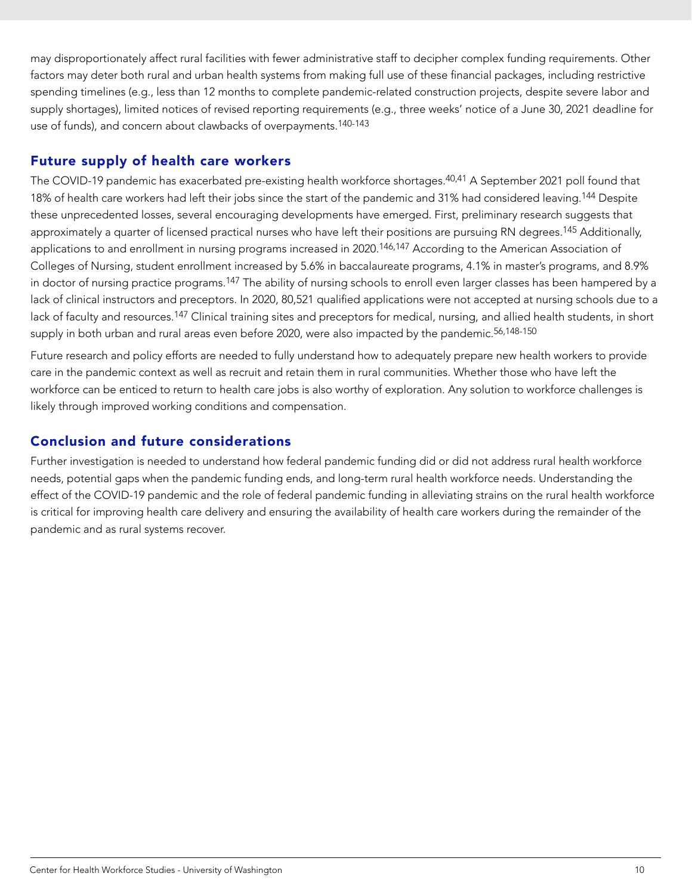may disproportionately affect rural facilities with fewer administrative staff to decipher complex funding requirements. Other factors may deter both rural and urban health systems from making full use of these financial packages, including restrictive spending timelines (e.g., less than 12 months to complete pandemic-related construction projects, despite severe labor and supply shortages), limited notices of revised reporting requirements (e.g., three weeks' notice of a June 30, 2021 deadline for use of funds), and concern about clawbacks of overpayments.[140-143]

## Future supply of health care workers

The COVID-19 pandemic has exacerbated pre-existing health workforce shortages.[40,41] A September 2021 poll found that 18% of health care workers had left their jobs since the start of the pandemic and 31% had considered leaving.[144] Despite these unprecedented losses, several encouraging developments have emerged. First, preliminary research suggests that approximately a quarter of licensed practical nurses who have left their positions are pursuing RN degrees.[145] Additionally, applications to and enrollment in nursing programs increased in 2020.[146,147] According to the American Association of Colleges of Nursing, student enrollment increased by 5.6% in baccalaureate programs, 4.1% in master's programs, and 8.9% in doctor of nursing practice programs.[147] The ability of nursing schools to enroll even larger classes has been hampered by a lack of clinical instructors and preceptors. In 2020, 80,521 qualified applications were not accepted at nursing schools due to a lack of faculty and resources.[147] Clinical training sites and preceptors for medical, nursing, and allied health students, in short supply in both urban and rural areas even before 2020, were also impacted by the pandemic.[56,148-150]

Future research and policy efforts are needed to fully understand how to adequately prepare new health workers to provide care in the pandemic context as well as recruit and retain them in rural communities. Whether those who have left the workforce can be enticed to return to health care jobs is also worthy of exploration. Any solution to workforce challenges is likely through improved working conditions and compensation.

## Conclusion and future considerations

Further investigation is needed to understand how federal pandemic funding did or did not address rural health workforce needs, potential gaps when the pandemic funding ends, and long-term rural health workforce needs. Understanding the effect of the COVID-19 pandemic and the role of federal pandemic funding in alleviating strains on the rural health workforce is critical for improving health care delivery and ensuring the availability of health care workers during the remainder of the pandemic and as rural systems recover.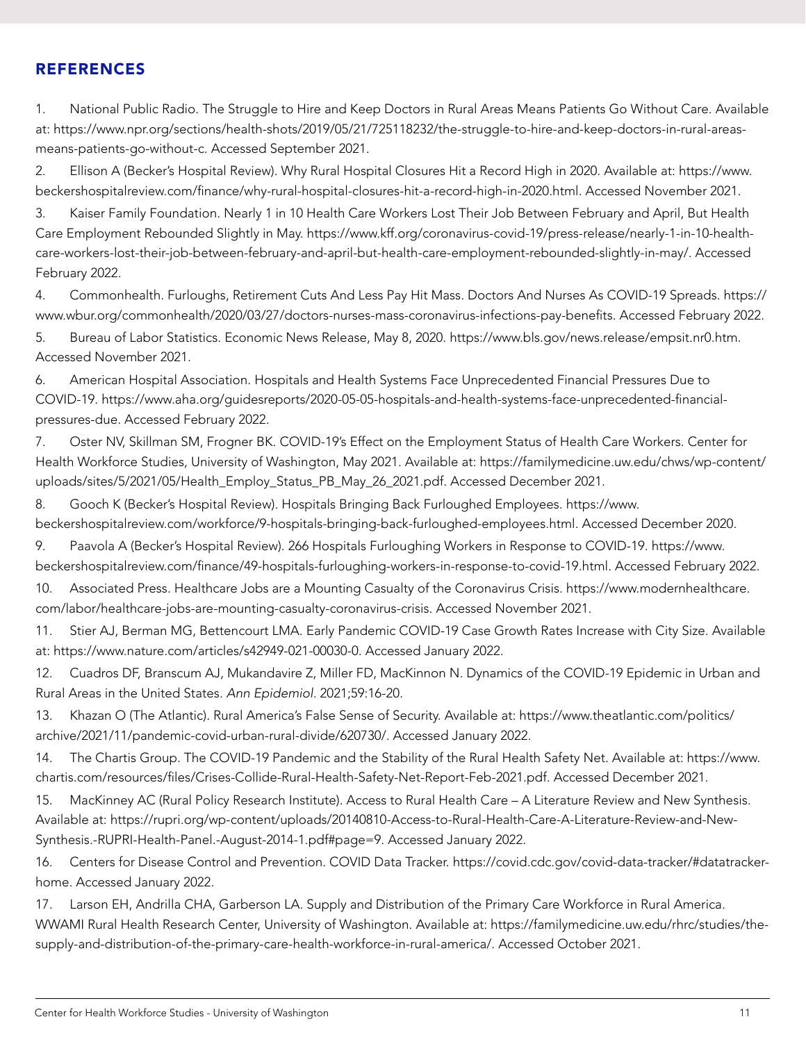## REFERENCES

1. National Public Radio. The Struggle to Hire and Keep Doctors in Rural Areas Means Patients Go Without Care. Available at: https://www.npr.org/sections/health-shots/2019/05/21/725118232/the-struggle-to-hire-and-keep-doctors-in-rural-areas-means-patients-go-without-c. Accessed September 2021.
2. Ellison A (Becker's Hospital Review). Why Rural Hospital Closures Hit a Record High in 2020. Available at: https://www.beckershospitalreview.com/finance/why-rural-hospital-closures-hit-a-record-high-in-2020.html. Accessed November 2021.
3. Kaiser Family Foundation. Nearly 1 in 10 Health Care Workers Lost Their Job Between February and April, But Health Care Employment Rebounded Slightly in May. https://www.kff.org/coronavirus-covid-19/press-release/nearly-1-in-10-health-care-workers-lost-their-job-between-february-and-april-but-health-care-employment-rebounded-slightly-in-may/. Accessed February 2022.
4. Commonhealth. Furloughs, Retirement Cuts And Less Pay Hit Mass. Doctors And Nurses As COVID-19 Spreads. https://www.wbur.org/commonhealth/2020/03/27/doctors-nurses-mass-coronavirus-infections-pay-benefits. Accessed February 2022.
5. Bureau of Labor Statistics. Economic News Release, May 8, 2020. https://www.bls.gov/news.release/empsit.nr0.htm. Accessed November 2021.
6. American Hospital Association. Hospitals and Health Systems Face Unprecedented Financial Pressures Due to COVID-19. https://www.aha.org/guidesreports/2020-05-05-hospitals-and-health-systems-face-unprecedented-financial-pressures-due. Accessed February 2022.
7. Oster NV, Skillman SM, Frogner BK. COVID-19's Effect on the Employment Status of Health Care Workers. Center for Health Workforce Studies, University of Washington, May 2021. Available at: https://familymedicine.uw.edu/chws/wp-content/uploads/sites/5/2021/05/Health_Employ_Status_PB_May_26_2021.pdf. Accessed December 2021.
8. Gooch K (Becker's Hospital Review). Hospitals Bringing Back Furloughed Employees. https://www.beckershospitalreview.com/workforce/9-hospitals-bringing-back-furloughed-employees.html. Accessed December 2020.
9. Paavola A (Becker's Hospital Review). 266 Hospitals Furloughing Workers in Response to COVID-19. https://www.beckershospitalreview.com/finance/49-hospitals-furloughing-workers-in-response-to-covid-19.html. Accessed February 2022.
10. Associated Press. Healthcare Jobs are a Mounting Casualty of the Coronavirus Crisis. https://www.modernhealthcare.com/labor/healthcare-jobs-are-mounting-casualty-coronavirus-crisis. Accessed November 2021.
11. Stier AJ, Berman MG, Bettencourt LMA. Early Pandemic COVID-19 Case Growth Rates Increase with City Size. Available at: https://www.nature.com/articles/s42949-021-00030-0. Accessed January 2022.
12. Cuadros DF, Branscum AJ, Mukandavire Z, Miller FD, MacKinnon N. Dynamics of the COVID-19 Epidemic in Urban and Rural Areas in the United States. *Ann Epidemiol*. 2021;59:16-20.
13. Khazan O (The Atlantic). Rural America's False Sense of Security. Available at: https://www.theatlantic.com/politics/archive/2021/11/pandemic-covid-urban-rural-divide/620730/. Accessed January 2022.
14. The Chartis Group. The COVID-19 Pandemic and the Stability of the Rural Health Safety Net. Available at: https://www.chartis.com/resources/files/Crises-Collide-Rural-Health-Safety-Net-Report-Feb-2021.pdf. Accessed December 2021.
15. MacKinney AC (Rural Policy Research Institute). Access to Rural Health Care – A Literature Review and New Synthesis. Available at: https://rupri.org/wp-content/uploads/20140810-Access-to-Rural-Health-Care-A-Literature-Review-and-New-Synthesis.-RUPRI-Health-Panel.-August-2014-1.pdf#page=9. Accessed January 2022.
16. Centers for Disease Control and Prevention. COVID Data Tracker. https://covid.cdc.gov/covid-data-tracker/#datatracker-home. Accessed January 2022.
17. Larson EH, Andrilla CHA, Garberson LA. Supply and Distribution of the Primary Care Workforce in Rural America. WWAMI Rural Health Research Center, University of Washington. Available at: https://familymedicine.uw.edu/rhrc/studies/the-supply-and-distribution-of-the-primary-care-health-workforce-in-rural-america/. Accessed October 2021.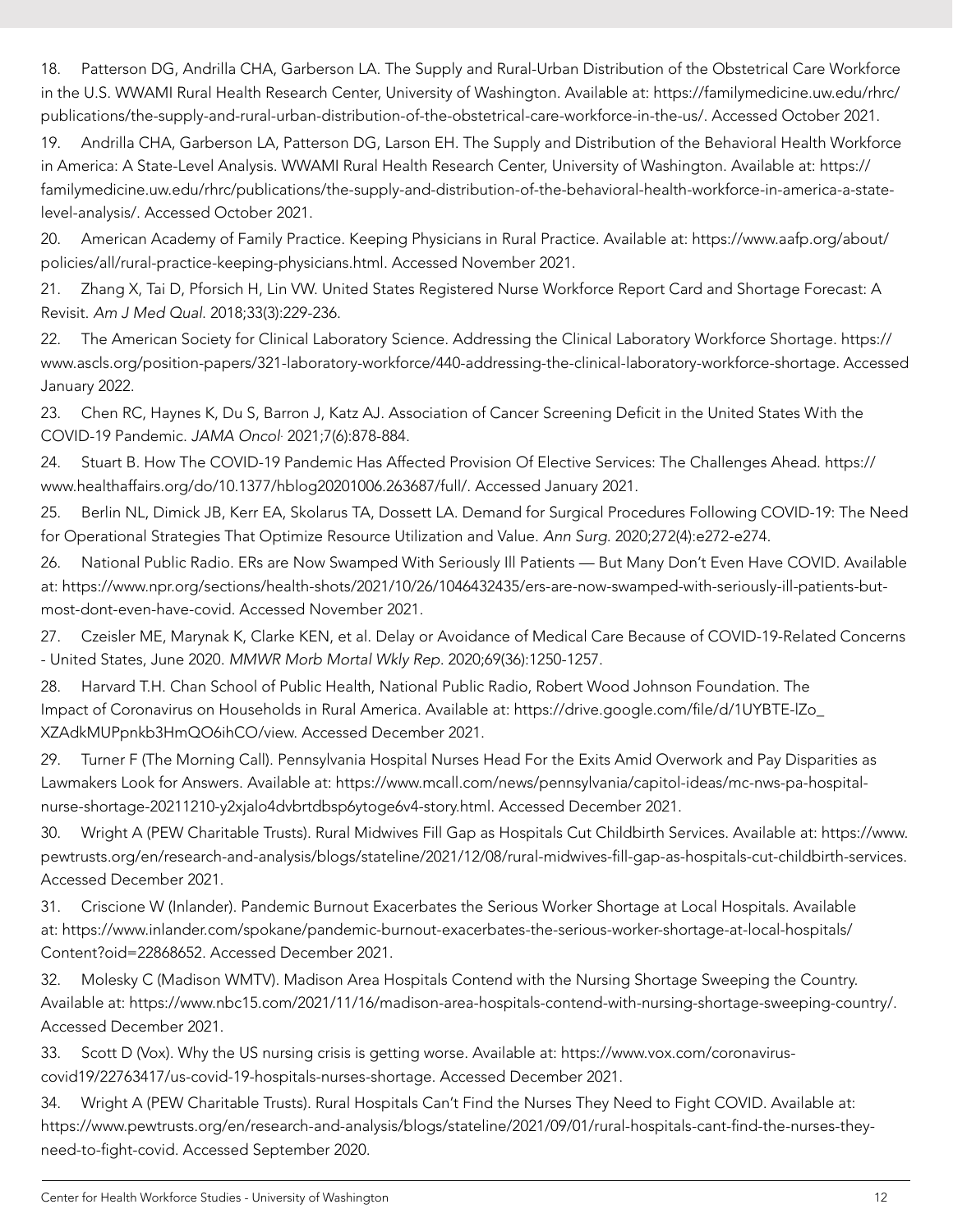18. Patterson DG, Andrilla CHA, Garberson LA. The Supply and Rural-Urban Distribution of the Obstetrical Care Workforce in the U.S. WWAMI Rural Health Research Center, University of Washington. Available at: https://familymedicine.uw.edu/rhrc/publications/the-supply-and-rural-urban-distribution-of-the-obstetrical-care-workforce-in-the-us/. Accessed October 2021.

19. Andrilla CHA, Garberson LA, Patterson DG, Larson EH. The Supply and Distribution of the Behavioral Health Workforce in America: A State-Level Analysis. WWAMI Rural Health Research Center, University of Washington. Available at: https://familymedicine.uw.edu/rhrc/publications/the-supply-and-distribution-of-the-behavioral-health-workforce-in-america-a-state-level-analysis/. Accessed October 2021.

20. American Academy of Family Practice. Keeping Physicians in Rural Practice. Available at: https://www.aafp.org/about/policies/all/rural-practice-keeping-physicians.html. Accessed November 2021.

21. Zhang X, Tai D, Pforsich H, Lin VW. United States Registered Nurse Workforce Report Card and Shortage Forecast: A Revisit. *Am J Med Qual*. 2018;33(3):229-236.

22. The American Society for Clinical Laboratory Science. Addressing the Clinical Laboratory Workforce Shortage. https://www.ascls.org/position-papers/321-laboratory-workforce/440-addressing-the-clinical-laboratory-workforce-shortage. Accessed January 2022.

23. Chen RC, Haynes K, Du S, Barron J, Katz AJ. Association of Cancer Screening Deficit in the United States With the COVID-19 Pandemic. *JAMA Oncol*. 2021;7(6):878-884.

24. Stuart B. How The COVID-19 Pandemic Has Affected Provision Of Elective Services: The Challenges Ahead. https://www.healthaffairs.org/do/10.1377/hblog20201006.263687/full/. Accessed January 2021.

25. Berlin NL, Dimick JB, Kerr EA, Skolarus TA, Dossett LA. Demand for Surgical Procedures Following COVID-19: The Need for Operational Strategies That Optimize Resource Utilization and Value. *Ann Surg*. 2020;272(4):e272-e274.

26. National Public Radio. ERs are Now Swamped With Seriously Ill Patients — But Many Don't Even Have COVID. Available at: https://www.npr.org/sections/health-shots/2021/10/26/1046432435/ers-are-now-swamped-with-seriously-ill-patients-but-most-dont-even-have-covid. Accessed November 2021.

27. Czeisler ME, Marynak K, Clarke KEN, et al. Delay or Avoidance of Medical Care Because of COVID-19-Related Concerns - United States, June 2020. *MMWR Morb Mortal Wkly Rep*. 2020;69(36):1250-1257.

28. Harvard T.H. Chan School of Public Health, National Public Radio, Robert Wood Johnson Foundation. The Impact of Coronavirus on Households in Rural America. Available at: https://drive.google.com/file/d/1UYBTE-lZo_XZAdkMUPpnkb3HmQO6ihCO/view. Accessed December 2021.

29. Turner F (The Morning Call). Pennsylvania Hospital Nurses Head For the Exits Amid Overwork and Pay Disparities as Lawmakers Look for Answers. Available at: https://www.mcall.com/news/pennsylvania/capitol-ideas/mc-nws-pa-hospital-nurse-shortage-20211210-y2xjalo4dvbrtdbsp6ytoge6v4-story.html. Accessed December 2021.

30. Wright A (PEW Charitable Trusts). Rural Midwives Fill Gap as Hospitals Cut Childbirth Services. Available at: https://www.pewtrusts.org/en/research-and-analysis/blogs/stateline/2021/12/08/rural-midwives-fill-gap-as-hospitals-cut-childbirth-services. Accessed December 2021.

31. Criscione W (Inlander). Pandemic Burnout Exacerbates the Serious Worker Shortage at Local Hospitals. Available at: https://www.inlander.com/spokane/pandemic-burnout-exacerbates-the-serious-worker-shortage-at-local-hospitals/Content?oid=22868652. Accessed December 2021.

32. Molesky C (Madison WMTV). Madison Area Hospitals Contend with the Nursing Shortage Sweeping the Country. Available at: https://www.nbc15.com/2021/11/16/madison-area-hospitals-contend-with-nursing-shortage-sweeping-country/. Accessed December 2021.

33. Scott D (Vox). Why the US nursing crisis is getting worse. Available at: https://www.vox.com/coronavirus-covid19/22763417/us-covid-19-hospitals-nurses-shortage. Accessed December 2021.

34. Wright A (PEW Charitable Trusts). Rural Hospitals Can't Find the Nurses They Need to Fight COVID. Available at: https://www.pewtrusts.org/en/research-and-analysis/blogs/stateline/2021/09/01/rural-hospitals-cant-find-the-nurses-they-need-to-fight-covid. Accessed September 2020.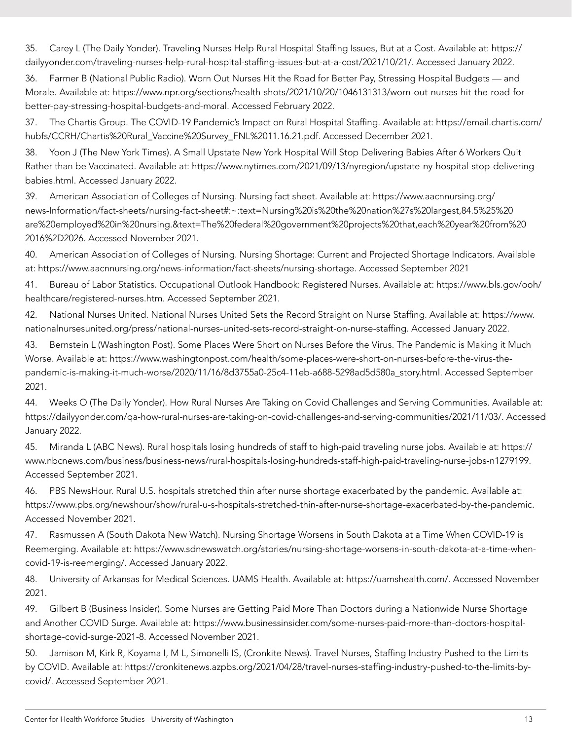35. Carey L (The Daily Yonder). Traveling Nurses Help Rural Hospital Staffing Issues, But at a Cost. Available at: https://dailyyonder.com/traveling-nurses-help-rural-hospital-staffing-issues-but-at-a-cost/2021/10/21/. Accessed January 2022.

36. Farmer B (National Public Radio). Worn Out Nurses Hit the Road for Better Pay, Stressing Hospital Budgets — and Morale. Available at: https://www.npr.org/sections/health-shots/2021/10/20/1046131313/worn-out-nurses-hit-the-road-for-better-pay-stressing-hospital-budgets-and-moral. Accessed February 2022.

37. The Chartis Group. The COVID-19 Pandemic's Impact on Rural Hospital Staffing. Available at: https://email.chartis.com/hubfs/CCRH/Chartis%20Rural_Vaccine%20Survey_FNL%2011.16.21.pdf. Accessed December 2021.

38. Yoon J (The New York Times). A Small Upstate New York Hospital Will Stop Delivering Babies After 6 Workers Quit Rather than be Vaccinated. Available at: https://www.nytimes.com/2021/09/13/nyregion/upstate-ny-hospital-stop-delivering-babies.html. Accessed January 2022.

39. American Association of Colleges of Nursing. Nursing fact sheet. Available at: https://www.aacnnursing.org/news-Information/fact-sheets/nursing-fact-sheet#:~:text=Nursing%20is%20the%20nation%27s%20largest,84.5%25%20are%20employed%20in%20nursing.&text=The%20federal%20government%20projects%20that,each%20year%20from%202016%2D2026. Accessed November 2021.

40. American Association of Colleges of Nursing. Nursing Shortage: Current and Projected Shortage Indicators. Available at: https://www.aacnnursing.org/news-information/fact-sheets/nursing-shortage. Accessed September 2021

41. Bureau of Labor Statistics. Occupational Outlook Handbook: Registered Nurses. Available at: https://www.bls.gov/ooh/healthcare/registered-nurses.htm. Accessed September 2021.

42. National Nurses United. National Nurses United Sets the Record Straight on Nurse Staffing. Available at: https://www.nationalnursesunited.org/press/national-nurses-united-sets-record-straight-on-nurse-staffing. Accessed January 2022.

43. Bernstein L (Washington Post). Some Places Were Short on Nurses Before the Virus. The Pandemic is Making it Much Worse. Available at: https://www.washingtonpost.com/health/some-places-were-short-on-nurses-before-the-virus-the-pandemic-is-making-it-much-worse/2020/11/16/8d3755a0-25c4-11eb-a688-5298ad5d580a_story.html. Accessed September 2021.

44. Weeks O (The Daily Yonder). How Rural Nurses Are Taking on Covid Challenges and Serving Communities. Available at: https://dailyyonder.com/qa-how-rural-nurses-are-taking-on-covid-challenges-and-serving-communities/2021/11/03/. Accessed January 2022.

45. Miranda L (ABC News). Rural hospitals losing hundreds of staff to high-paid traveling nurse jobs. Available at: https://www.nbcnews.com/business/business-news/rural-hospitals-losing-hundreds-staff-high-paid-traveling-nurse-jobs-n1279199. Accessed September 2021.

46. PBS NewsHour. Rural U.S. hospitals stretched thin after nurse shortage exacerbated by the pandemic. Available at: https://www.pbs.org/newshour/show/rural-u-s-hospitals-stretched-thin-after-nurse-shortage-exacerbated-by-the-pandemic. Accessed November 2021.

47. Rasmussen A (South Dakota New Watch). Nursing Shortage Worsens in South Dakota at a Time When COVID-19 is Reemerging. Available at: https://www.sdnewswatch.org/stories/nursing-shortage-worsens-in-south-dakota-at-a-time-when-covid-19-is-reemerging/. Accessed January 2022.

48. University of Arkansas for Medical Sciences. UAMS Health. Available at: https://uamshealth.com/. Accessed November 2021.

49. Gilbert B (Business Insider). Some Nurses are Getting Paid More Than Doctors during a Nationwide Nurse Shortage and Another COVID Surge. Available at: https://www.businessinsider.com/some-nurses-paid-more-than-doctors-hospital-shortage-covid-surge-2021-8. Accessed November 2021.

50. Jamison M, Kirk R, Koyama I, M L, Simonelli IS, (Cronkite News). Travel Nurses, Staffing Industry Pushed to the Limits by COVID. Available at: https://cronkitenews.azpbs.org/2021/04/28/travel-nurses-staffing-industry-pushed-to-the-limits-by-covid/. Accessed September 2021.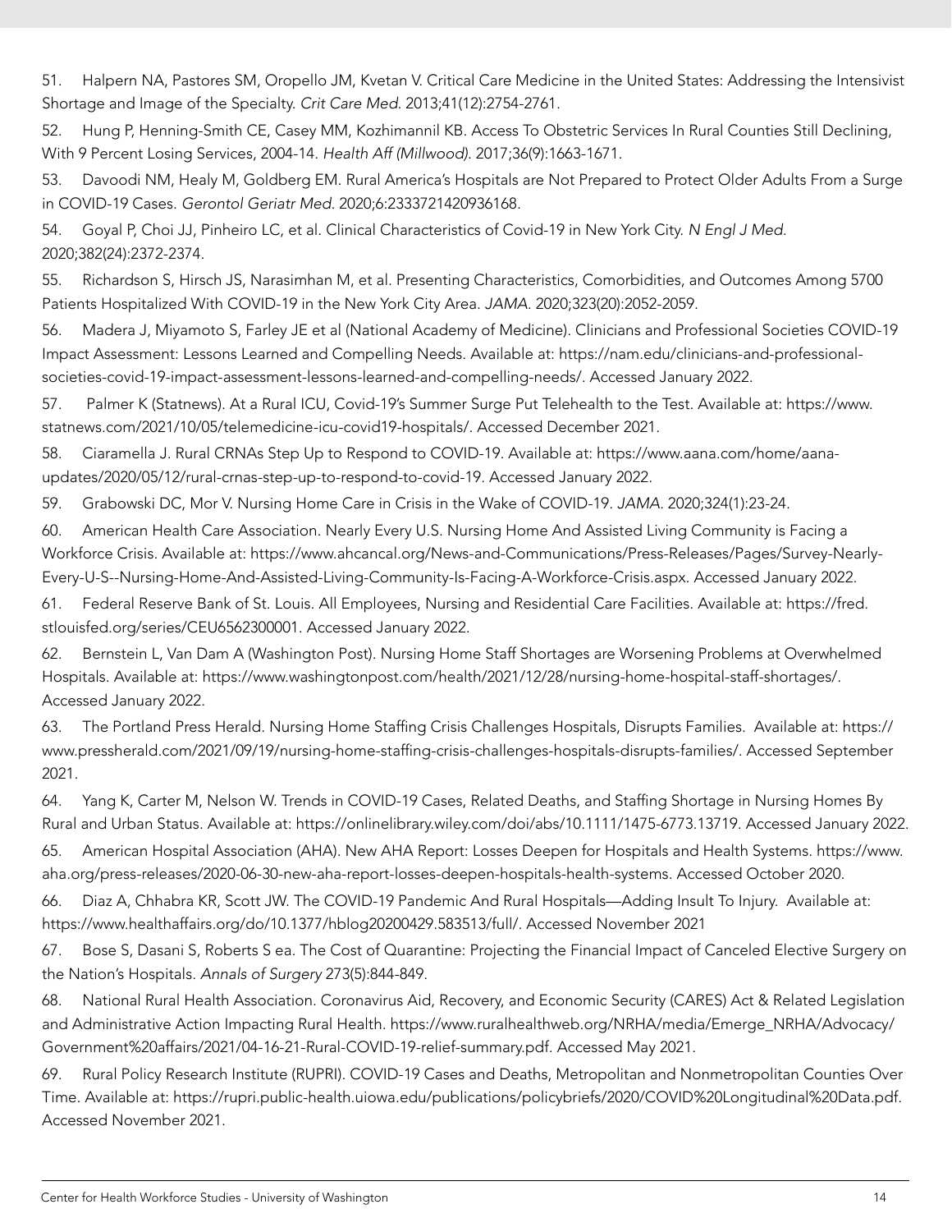51. Halpern NA, Pastores SM, Oropello JM, Kvetan V. Critical Care Medicine in the United States: Addressing the Intensivist Shortage and Image of the Specialty. *Crit Care Med.* 2013;41(12):2754-2761.

52. Hung P, Henning-Smith CE, Casey MM, Kozhimannil KB. Access To Obstetric Services In Rural Counties Still Declining, With 9 Percent Losing Services, 2004-14. *Health Aff (Millwood).* 2017;36(9):1663-1671.

53. Davoodi NM, Healy M, Goldberg EM. Rural America's Hospitals are Not Prepared to Protect Older Adults From a Surge in COVID-19 Cases. *Gerontol Geriatr Med.* 2020;6:2333721420936168.

54. Goyal P, Choi JJ, Pinheiro LC, et al. Clinical Characteristics of Covid-19 in New York City. *N Engl J Med.* 2020;382(24):2372-2374.

55. Richardson S, Hirsch JS, Narasimhan M, et al. Presenting Characteristics, Comorbidities, and Outcomes Among 5700 Patients Hospitalized With COVID-19 in the New York City Area. *JAMA.* 2020;323(20):2052-2059.

56. Madera J, Miyamoto S, Farley JE et al (National Academy of Medicine). Clinicians and Professional Societies COVID-19 Impact Assessment: Lessons Learned and Compelling Needs. Available at: https://nam.edu/clinicians-and-professional-societies-covid-19-impact-assessment-lessons-learned-and-compelling-needs/. Accessed January 2022.

57. Palmer K (Statnews). At a Rural ICU, Covid-19's Summer Surge Put Telehealth to the Test. Available at: https://www.statnews.com/2021/10/05/telemedicine-icu-covid19-hospitals/. Accessed December 2021.

58. Ciaramella J. Rural CRNAs Step Up to Respond to COVID-19. Available at: https://www.aana.com/home/aana-updates/2020/05/12/rural-crnas-step-up-to-respond-to-covid-19. Accessed January 2022.

59. Grabowski DC, Mor V. Nursing Home Care in Crisis in the Wake of COVID-19. *JAMA.* 2020;324(1):23-24.

60. American Health Care Association. Nearly Every U.S. Nursing Home And Assisted Living Community is Facing a Workforce Crisis. Available at: https://www.ahcancal.org/News-and-Communications/Press-Releases/Pages/Survey-Nearly-Every-U-S--Nursing-Home-And-Assisted-Living-Community-Is-Facing-A-Workforce-Crisis.aspx. Accessed January 2022.

61. Federal Reserve Bank of St. Louis. All Employees, Nursing and Residential Care Facilities. Available at: https://fred.stlouisfed.org/series/CEU6562300001. Accessed January 2022.

62. Bernstein L, Van Dam A (Washington Post). Nursing Home Staff Shortages are Worsening Problems at Overwhelmed Hospitals. Available at: https://www.washingtonpost.com/health/2021/12/28/nursing-home-hospital-staff-shortages/. Accessed January 2022.

63. The Portland Press Herald. Nursing Home Staffing Crisis Challenges Hospitals, Disrupts Families. Available at: https://www.pressherald.com/2021/09/19/nursing-home-staffing-crisis-challenges-hospitals-disrupts-families/. Accessed September 2021.

64. Yang K, Carter M, Nelson W. Trends in COVID-19 Cases, Related Deaths, and Staffing Shortage in Nursing Homes By Rural and Urban Status. Available at: https://onlinelibrary.wiley.com/doi/abs/10.1111/1475-6773.13719. Accessed January 2022.

65. American Hospital Association (AHA). New AHA Report: Losses Deepen for Hospitals and Health Systems. https://www.aha.org/press-releases/2020-06-30-new-aha-report-losses-deepen-hospitals-health-systems. Accessed October 2020.

66. Diaz A, Chhabra KR, Scott JW. The COVID-19 Pandemic And Rural Hospitals—Adding Insult To Injury. Available at: https://www.healthaffairs.org/do/10.1377/hblog20200429.583513/full/. Accessed November 2021

67. Bose S, Dasani S, Roberts S ea. The Cost of Quarantine: Projecting the Financial Impact of Canceled Elective Surgery on the Nation's Hospitals. *Annals of Surgery* 273(5):844-849.

68. National Rural Health Association. Coronavirus Aid, Recovery, and Economic Security (CARES) Act & Related Legislation and Administrative Action Impacting Rural Health. https://www.ruralhealthweb.org/NRHA/media/Emerge_NRHA/Advocacy/Government%20affairs/2021/04-16-21-Rural-COVID-19-relief-summary.pdf. Accessed May 2021.

69. Rural Policy Research Institute (RUPRI). COVID-19 Cases and Deaths, Metropolitan and Nonmetropolitan Counties Over Time. Available at: https://rupri.public-health.uiowa.edu/publications/policybriefs/2020/COVID%20Longitudinal%20Data.pdf. Accessed November 2021.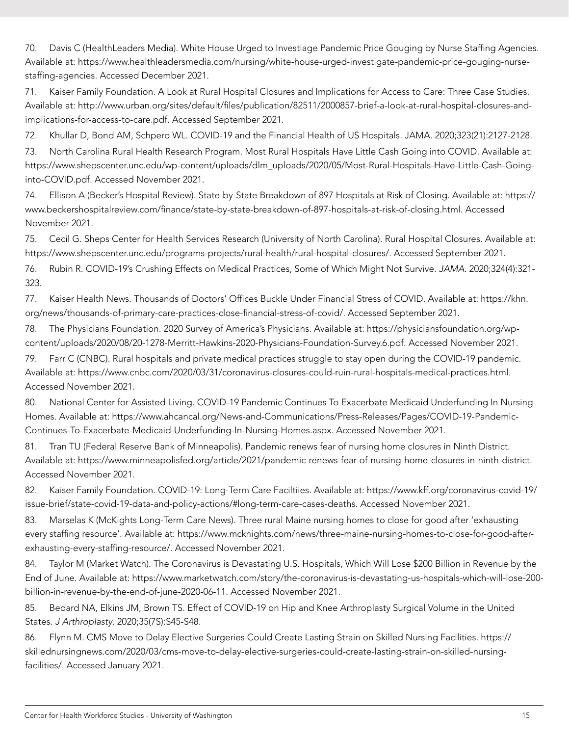70. Davis C (HealthLeaders Media). White House Urged to Investiage Pandemic Price Gouging by Nurse Staffing Agencies. Available at: https://www.healthleadersmedia.com/nursing/white-house-urged-investigate-pandemic-price-gouging-nurse-staffing-agencies. Accessed December 2021.

71. Kaiser Family Foundation. A Look at Rural Hospital Closures and Implications for Access to Care: Three Case Studies. Available at: http://www.urban.org/sites/default/files/publication/82511/2000857-brief-a-look-at-rural-hospital-closures-and-implications-for-access-to-care.pdf. Accessed September 2021.

72. Khullar D, Bond AM, Schpero WL. COVID-19 and the Financial Health of US Hospitals. JAMA. 2020;323(21):2127-2128.

73. North Carolina Rural Health Research Program. Most Rural Hospitals Have Little Cash Going into COVID. Available at: https://www.shepscenter.unc.edu/wp-content/uploads/dlm_uploads/2020/05/Most-Rural-Hospitals-Have-Little-Cash-Going-into-COVID.pdf. Accessed November 2021.

74. Ellison A (Becker's Hospital Review). State-by-State Breakdown of 897 Hospitals at Risk of Closing. Available at: https://www.beckershospitalreview.com/finance/state-by-state-breakdown-of-897-hospitals-at-risk-of-closing.html. Accessed November 2021.

75. Cecil G. Sheps Center for Health Services Research (University of North Carolina). Rural Hospital Closures. Available at: https://www.shepscenter.unc.edu/programs-projects/rural-health/rural-hospital-closures/. Accessed September 2021.

76. Rubin R. COVID-19's Crushing Effects on Medical Practices, Some of Which Might Not Survive. *JAMA.* 2020;324(4):321-323.

77. Kaiser Health News. Thousands of Doctors' Offices Buckle Under Financial Stress of COVID. Available at: https://khn.org/news/thousands-of-primary-care-practices-close-financial-stress-of-covid/. Accessed September 2021.

78. The Physicians Foundation. 2020 Survey of America's Physicians. Available at: https://physiciansfoundation.org/wp-content/uploads/2020/08/20-1278-Merritt-Hawkins-2020-Physicians-Foundation-Survey.6.pdf. Accessed November 2021.

79. Farr C (CNBC). Rural hospitals and private medical practices struggle to stay open during the COVID-19 pandemic. Available at: https://www.cnbc.com/2020/03/31/coronavirus-closures-could-ruin-rural-hospitals-medical-practices.html. Accessed November 2021.

80. National Center for Assisted Living. COVID-19 Pandemic Continues To Exacerbate Medicaid Underfunding In Nursing Homes. Available at: https://www.ahcancal.org/News-and-Communications/Press-Releases/Pages/COVID-19-Pandemic-Continues-To-Exacerbate-Medicaid-Underfunding-In-Nursing-Homes.aspx. Accessed November 2021.

81. Tran TU (Federal Reserve Bank of Minneapolis). Pandemic renews fear of nursing home closures in Ninth District. Available at: https://www.minneapolisfed.org/article/2021/pandemic-renews-fear-of-nursing-home-closures-in-ninth-district. Accessed November 2021.

82. Kaiser Family Foundation. COVID-19: Long-Term Care Faciltiies. Available at: https://www.kff.org/coronavirus-covid-19/issue-brief/state-covid-19-data-and-policy-actions/#long-term-care-cases-deaths. Accessed November 2021.

83. Marselas K (McKights Long-Term Care News). Three rural Maine nursing homes to close for good after 'exhausting every staffing resource'. Available at: https://www.mcknights.com/news/three-maine-nursing-homes-to-close-for-good-after-exhausting-every-staffing-resource/. Accessed November 2021.

84. Taylor M (Market Watch). The Coronavirus is Devastating U.S. Hospitals, Which Will Lose $200 Billion in Revenue by the End of June. Available at: https://www.marketwatch.com/story/the-coronavirus-is-devastating-us-hospitals-which-will-lose-200-billion-in-revenue-by-the-end-of-june-2020-06-11. Accessed November 2021.

85. Bedard NA, Elkins JM, Brown TS. Effect of COVID-19 on Hip and Knee Arthroplasty Surgical Volume in the United States. *J Arthroplasty.* 2020;35(7S):S45-S48.

86. Flynn M. CMS Move to Delay Elective Surgeries Could Create Lasting Strain on Skilled Nursing Facilities. https://skillednursingnews.com/2020/03/cms-move-to-delay-elective-surgeries-could-create-lasting-strain-on-skilled-nursing-facilities/. Accessed January 2021.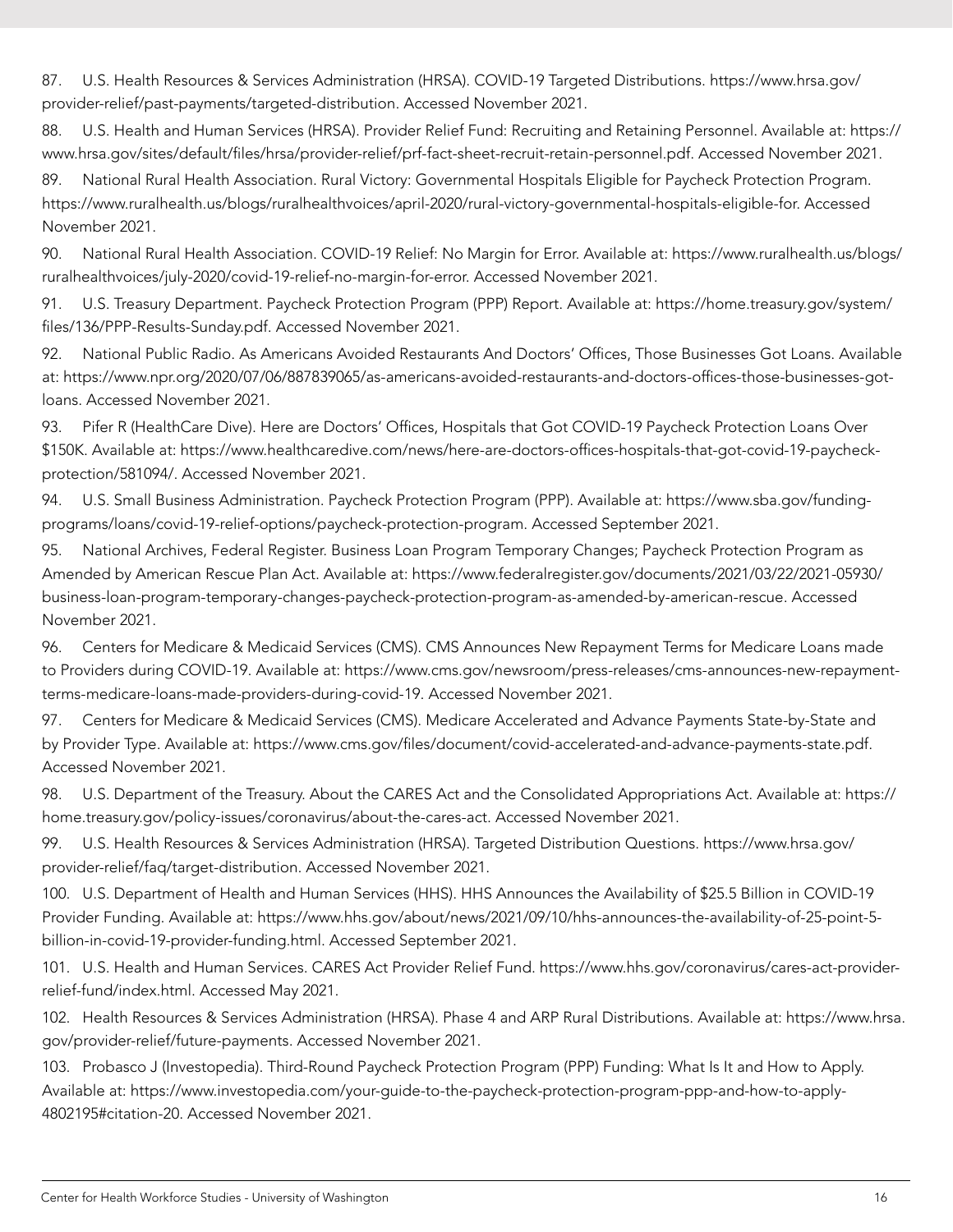87. U.S. Health Resources & Services Administration (HRSA). COVID-19 Targeted Distributions. https://www.hrsa.gov/provider-relief/past-payments/targeted-distribution. Accessed November 2021.

88. U.S. Health and Human Services (HRSA). Provider Relief Fund: Recruiting and Retaining Personnel. Available at: https://www.hrsa.gov/sites/default/files/hrsa/provider-relief/prf-fact-sheet-recruit-retain-personnel.pdf. Accessed November 2021.

89. National Rural Health Association. Rural Victory: Governmental Hospitals Eligible for Paycheck Protection Program. https://www.ruralhealth.us/blogs/ruralhealthvoices/april-2020/rural-victory-governmental-hospitals-eligible-for. Accessed November 2021.

90. National Rural Health Association. COVID-19 Relief: No Margin for Error. Available at: https://www.ruralhealth.us/blogs/ruralhealthvoices/july-2020/covid-19-relief-no-margin-for-error. Accessed November 2021.

91. U.S. Treasury Department. Paycheck Protection Program (PPP) Report. Available at: https://home.treasury.gov/system/files/136/PPP-Results-Sunday.pdf. Accessed November 2021.

92. National Public Radio. As Americans Avoided Restaurants And Doctors' Offices, Those Businesses Got Loans. Available at: https://www.npr.org/2020/07/06/887839065/as-americans-avoided-restaurants-and-doctors-offices-those-businesses-got-loans. Accessed November 2021.

93. Pifer R (HealthCare Dive). Here are Doctors' Offices, Hospitals that Got COVID-19 Paycheck Protection Loans Over $150K. Available at: https://www.healthcaredive.com/news/here-are-doctors-offices-hospitals-that-got-covid-19-paycheck-protection/581094/. Accessed November 2021.

94. U.S. Small Business Administration. Paycheck Protection Program (PPP). Available at: https://www.sba.gov/funding-programs/loans/covid-19-relief-options/paycheck-protection-program. Accessed September 2021.

95. National Archives, Federal Register. Business Loan Program Temporary Changes; Paycheck Protection Program as Amended by American Rescue Plan Act. Available at: https://www.federalregister.gov/documents/2021/03/22/2021-05930/business-loan-program-temporary-changes-paycheck-protection-program-as-amended-by-american-rescue. Accessed November 2021.

96. Centers for Medicare & Medicaid Services (CMS). CMS Announces New Repayment Terms for Medicare Loans made to Providers during COVID-19. Available at: https://www.cms.gov/newsroom/press-releases/cms-announces-new-repayment-terms-medicare-loans-made-providers-during-covid-19. Accessed November 2021.

97. Centers for Medicare & Medicaid Services (CMS). Medicare Accelerated and Advance Payments State-by-State and by Provider Type. Available at: https://www.cms.gov/files/document/covid-accelerated-and-advance-payments-state.pdf. Accessed November 2021.

98. U.S. Department of the Treasury. About the CARES Act and the Consolidated Appropriations Act. Available at: https://home.treasury.gov/policy-issues/coronavirus/about-the-cares-act. Accessed November 2021.

99. U.S. Health Resources & Services Administration (HRSA). Targeted Distribution Questions. https://www.hrsa.gov/provider-relief/faq/target-distribution. Accessed November 2021.

100. U.S. Department of Health and Human Services (HHS). HHS Announces the Availability of $25.5 Billion in COVID-19 Provider Funding. Available at: https://www.hhs.gov/about/news/2021/09/10/hhs-announces-the-availability-of-25-point-5-billion-in-covid-19-provider-funding.html. Accessed September 2021.

101. U.S. Health and Human Services. CARES Act Provider Relief Fund. https://www.hhs.gov/coronavirus/cares-act-provider-relief-fund/index.html. Accessed May 2021.

102. Health Resources & Services Administration (HRSA). Phase 4 and ARP Rural Distributions. Available at: https://www.hrsa.gov/provider-relief/future-payments. Accessed November 2021.

103. Probasco J (Investopedia). Third-Round Paycheck Protection Program (PPP) Funding: What Is It and How to Apply. Available at: https://www.investopedia.com/your-guide-to-the-paycheck-protection-program-ppp-and-how-to-apply-4802195#citation-20. Accessed November 2021.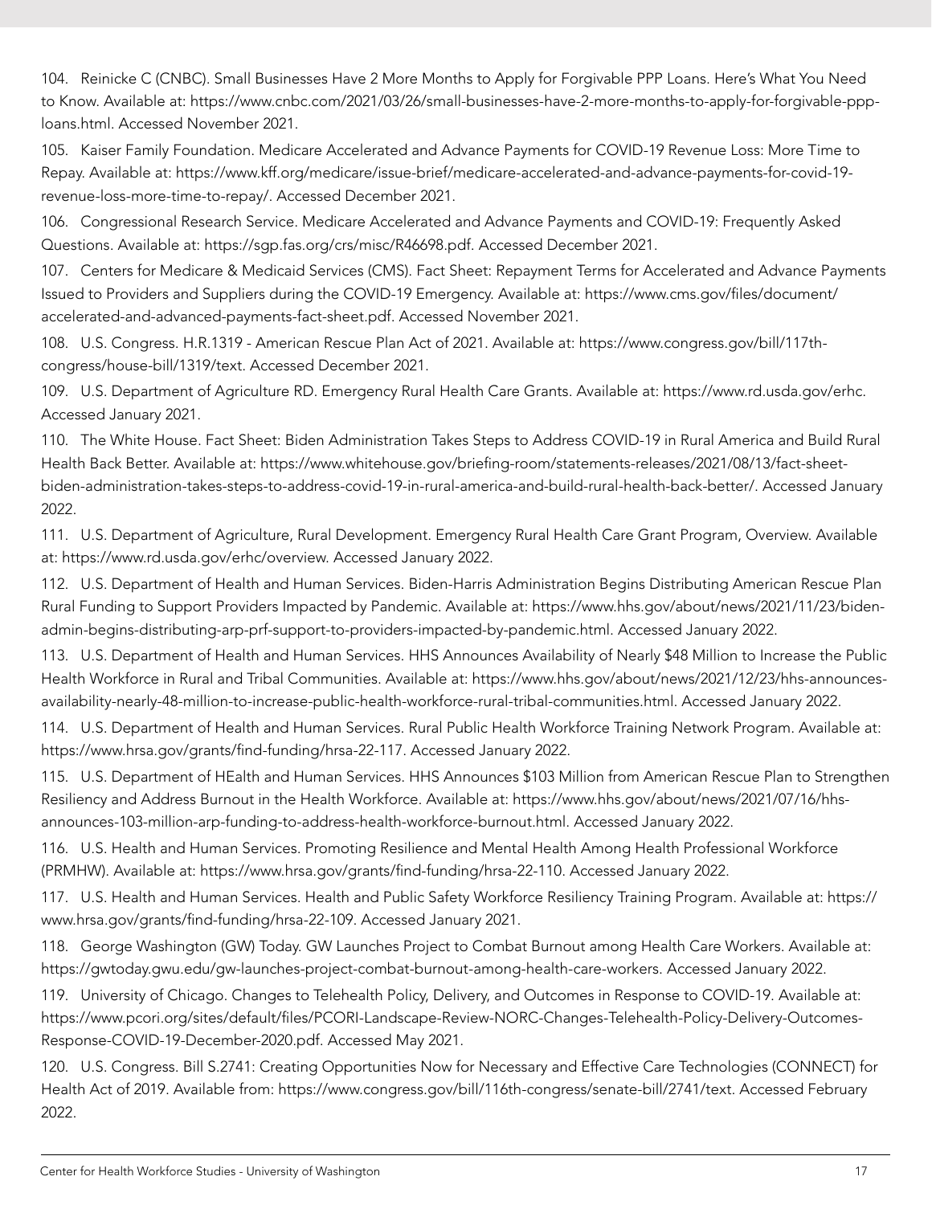104. Reinicke C (CNBC). Small Businesses Have 2 More Months to Apply for Forgivable PPP Loans. Here's What You Need to Know. Available at: https://www.cnbc.com/2021/03/26/small-businesses-have-2-more-months-to-apply-for-forgivable-ppp-loans.html. Accessed November 2021.

105. Kaiser Family Foundation. Medicare Accelerated and Advance Payments for COVID-19 Revenue Loss: More Time to Repay. Available at: https://www.kff.org/medicare/issue-brief/medicare-accelerated-and-advance-payments-for-covid-19-revenue-loss-more-time-to-repay/. Accessed December 2021.

106. Congressional Research Service. Medicare Accelerated and Advance Payments and COVID-19: Frequently Asked Questions. Available at: https://sgp.fas.org/crs/misc/R46698.pdf. Accessed December 2021.

107. Centers for Medicare & Medicaid Services (CMS). Fact Sheet: Repayment Terms for Accelerated and Advance Payments Issued to Providers and Suppliers during the COVID-19 Emergency. Available at: https://www.cms.gov/files/document/accelerated-and-advanced-payments-fact-sheet.pdf. Accessed November 2021.

108. U.S. Congress. H.R.1319 - American Rescue Plan Act of 2021. Available at: https://www.congress.gov/bill/117th-congress/house-bill/1319/text. Accessed December 2021.

109. U.S. Department of Agriculture RD. Emergency Rural Health Care Grants. Available at: https://www.rd.usda.gov/erhc. Accessed January 2021.

110. The White House. Fact Sheet: Biden Administration Takes Steps to Address COVID-19 in Rural America and Build Rural Health Back Better. Available at: https://www.whitehouse.gov/briefing-room/statements-releases/2021/08/13/fact-sheet-biden-administration-takes-steps-to-address-covid-19-in-rural-america-and-build-rural-health-back-better/. Accessed January 2022.

111. U.S. Department of Agriculture, Rural Development. Emergency Rural Health Care Grant Program, Overview. Available at: https://www.rd.usda.gov/erhc/overview. Accessed January 2022.

112. U.S. Department of Health and Human Services. Biden-Harris Administration Begins Distributing American Rescue Plan Rural Funding to Support Providers Impacted by Pandemic. Available at: https://www.hhs.gov/about/news/2021/11/23/biden-admin-begins-distributing-arp-prf-support-to-providers-impacted-by-pandemic.html. Accessed January 2022.

113. U.S. Department of Health and Human Services. HHS Announces Availability of Nearly $48 Million to Increase the Public Health Workforce in Rural and Tribal Communities. Available at: https://www.hhs.gov/about/news/2021/12/23/hhs-announces-availability-nearly-48-million-to-increase-public-health-workforce-rural-tribal-communities.html. Accessed January 2022.

114. U.S. Department of Health and Human Services. Rural Public Health Workforce Training Network Program. Available at: https://www.hrsa.gov/grants/find-funding/hrsa-22-117. Accessed January 2022.

115. U.S. Department of HEalth and Human Services. HHS Announces $103 Million from American Rescue Plan to Strengthen Resiliency and Address Burnout in the Health Workforce. Available at: https://www.hhs.gov/about/news/2021/07/16/hhs-announces-103-million-arp-funding-to-address-health-workforce-burnout.html. Accessed January 2022.

116. U.S. Health and Human Services. Promoting Resilience and Mental Health Among Health Professional Workforce (PRMHW). Available at: https://www.hrsa.gov/grants/find-funding/hrsa-22-110. Accessed January 2022.

117. U.S. Health and Human Services. Health and Public Safety Workforce Resiliency Training Program. Available at: https://www.hrsa.gov/grants/find-funding/hrsa-22-109. Accessed January 2021.

118. George Washington (GW) Today. GW Launches Project to Combat Burnout among Health Care Workers. Available at: https://gwtoday.gwu.edu/gw-launches-project-combat-burnout-among-health-care-workers. Accessed January 2022.

119. University of Chicago. Changes to Telehealth Policy, Delivery, and Outcomes in Response to COVID-19. Available at: https://www.pcori.org/sites/default/files/PCORI-Landscape-Review-NORC-Changes-Telehealth-Policy-Delivery-Outcomes-Response-COVID-19-December-2020.pdf. Accessed May 2021.

120. U.S. Congress. Bill S.2741: Creating Opportunities Now for Necessary and Effective Care Technologies (CONNECT) for Health Act of 2019. Available from: https://www.congress.gov/bill/116th-congress/senate-bill/2741/text. Accessed February 2022.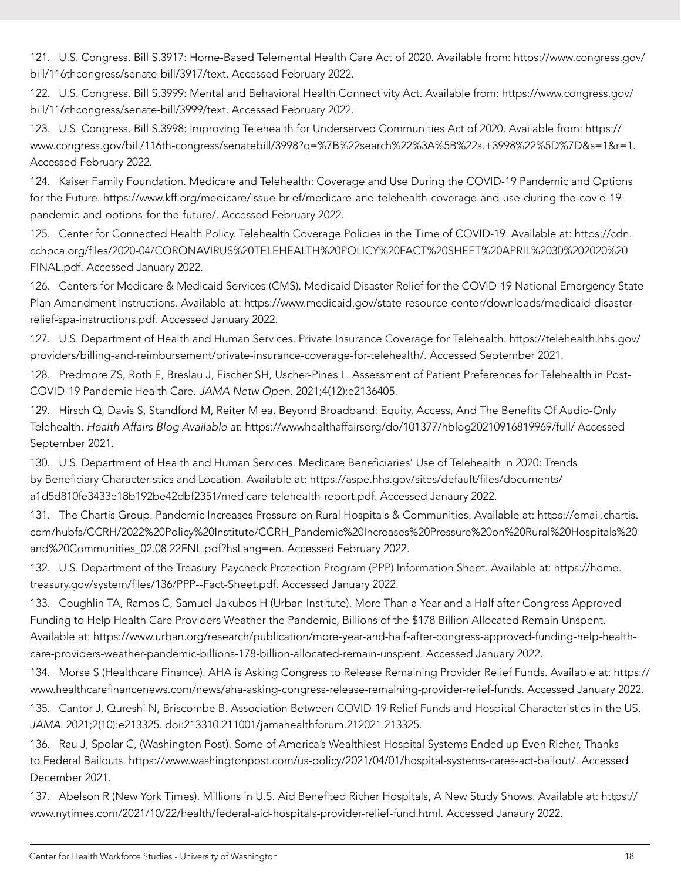121. U.S. Congress. Bill S.3917: Home-Based Telemental Health Care Act of 2020. Available from: https://www.congress.gov/bill/116thcongress/senate-bill/3917/text. Accessed February 2022.

122. U.S. Congress. Bill S.3999: Mental and Behavioral Health Connectivity Act. Available from: https://www.congress.gov/bill/116thcongress/senate-bill/3999/text. Accessed February 2022.

123. U.S. Congress. Bill S.3998: Improving Telehealth for Underserved Communities Act of 2020. Available from: https://www.congress.gov/bill/116th-congress/senatebill/3998?q=%7B%22search%22%3A%5B%22s.+3998%22%5D%7D&s=1&r=1. Accessed February 2022.

124. Kaiser Family Foundation. Medicare and Telehealth: Coverage and Use During the COVID-19 Pandemic and Options for the Future. https://www.kff.org/medicare/issue-brief/medicare-and-telehealth-coverage-and-use-during-the-covid-19-pandemic-and-options-for-the-future/. Accessed February 2022.

125. Center for Connected Health Policy. Telehealth Coverage Policies in the Time of COVID-19. Available at: https://cdn.cchpca.org/files/2020-04/CORONAVIRUS%20TELEHEALTH%20POLICY%20FACT%20SHEET%20APRIL%2030%202020%20FINAL.pdf. Accessed January 2022.

126. Centers for Medicare & Medicaid Services (CMS). Medicaid Disaster Relief for the COVID-19 National Emergency State Plan Amendment Instructions. Available at: https://www.medicaid.gov/state-resource-center/downloads/medicaid-disaster-relief-spa-instructions.pdf. Accessed January 2022.

127. U.S. Department of Health and Human Services. Private Insurance Coverage for Telehealth. https://telehealth.hhs.gov/providers/billing-and-reimbursement/private-insurance-coverage-for-telehealth/. Accessed September 2021.

128. Predmore ZS, Roth E, Breslau J, Fischer SH, Uscher-Pines L. Assessment of Patient Preferences for Telehealth in Post-COVID-19 Pandemic Health Care. *JAMA Netw Open*. 2021;4(12):e2136405.

129. Hirsch Q, Davis S, Standford M, Reiter M ea. Beyond Broadband: Equity, Access, And The Benefits Of Audio-Only Telehealth. *Health Affairs Blog Available at*: https://wwwhealthaffairsorg/do/101377/hblog20210916819969/full/ Accessed September 2021.

130. U.S. Department of Health and Human Services. Medicare Beneficiaries' Use of Telehealth in 2020: Trends by Beneficiary Characteristics and Location. Available at: https://aspe.hhs.gov/sites/default/files/documents/a1d5d810fe3433e18b192be42dbf2351/medicare-telehealth-report.pdf. Accessed Janaury 2022.

131. The Chartis Group. Pandemic Increases Pressure on Rural Hospitals & Communities. Available at: https://email.chartis.com/hubfs/CCRH/2022%20Policy%20Institute/CCRH_Pandemic%20Increases%20Pressure%20on%20Rural%20Hospitals%20and%20Communities_02.08.22FNL.pdf?hsLang=en. Accessed February 2022.

132. U.S. Department of the Treasury. Paycheck Protection Program (PPP) Information Sheet. Available at: https://home.treasury.gov/system/files/136/PPP--Fact-Sheet.pdf. Accessed January 2022.

133. Coughlin TA, Ramos C, Samuel-Jakubos H (Urban Institute). More Than a Year and a Half after Congress Approved Funding to Help Health Care Providers Weather the Pandemic, Billions of the $178 Billion Allocated Remain Unspent. Available at: https://www.urban.org/research/publication/more-year-and-half-after-congress-approved-funding-help-health-care-providers-weather-pandemic-billions-178-billion-allocated-remain-unspent. Accessed January 2022.

134. Morse S (Healthcare Finance). AHA is Asking Congress to Release Remaining Provider Relief Funds. Available at: https://www.healthcarefinancenews.com/news/aha-asking-congress-release-remaining-provider-relief-funds. Accessed January 2022.

135. Cantor J, Qureshi N, Briscombe B. Association Between COVID-19 Relief Funds and Hospital Characteristics in the US. *JAMA*. 2021;2(10):e213325. doi:213310.211001/jamahealthforum.212021.213325.

136. Rau J, Spolar C, (Washington Post). Some of America's Wealthiest Hospital Systems Ended up Even Richer, Thanks to Federal Bailouts. https://www.washingtonpost.com/us-policy/2021/04/01/hospital-systems-cares-act-bailout/. Accessed December 2021.

137. Abelson R (New York Times). Millions in U.S. Aid Benefited Richer Hospitals, A New Study Shows. Available at: https://www.nytimes.com/2021/10/22/health/federal-aid-hospitals-provider-relief-fund.html. Accessed Janaury 2022.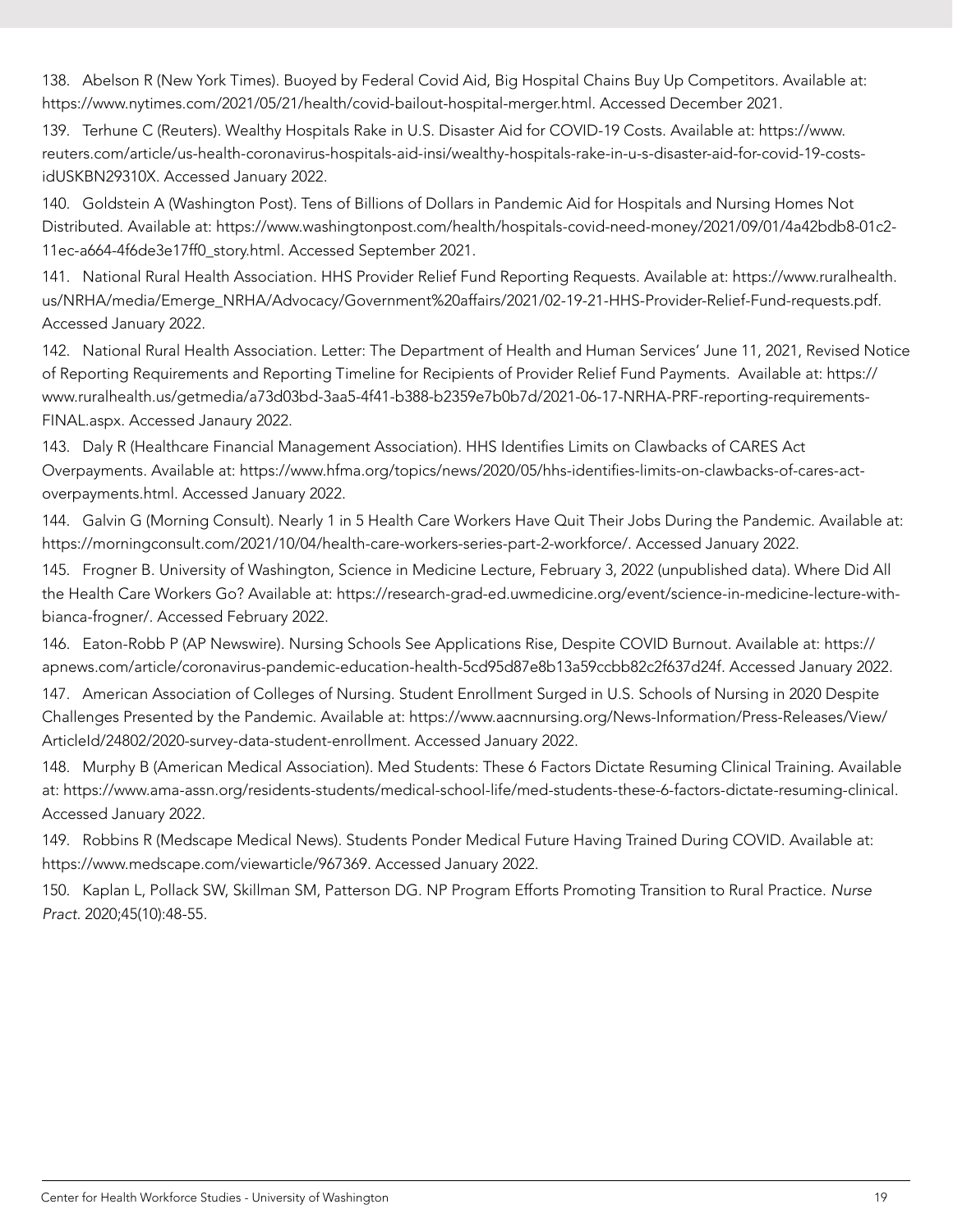138. Abelson R (New York Times). Buoyed by Federal Covid Aid, Big Hospital Chains Buy Up Competitors. Available at: https://www.nytimes.com/2021/05/21/health/covid-bailout-hospital-merger.html. Accessed December 2021.

139. Terhune C (Reuters). Wealthy Hospitals Rake in U.S. Disaster Aid for COVID-19 Costs. Available at: https://www.reuters.com/article/us-health-coronavirus-hospitals-aid-insi/wealthy-hospitals-rake-in-u-s-disaster-aid-for-covid-19-costs-idUSKBN29310X. Accessed January 2022.

140. Goldstein A (Washington Post). Tens of Billions of Dollars in Pandemic Aid for Hospitals and Nursing Homes Not Distributed. Available at: https://www.washingtonpost.com/health/hospitals-covid-need-money/2021/09/01/4a42bdb8-01c2-11ec-a664-4f6de3e17ff0_story.html. Accessed September 2021.

141. National Rural Health Association. HHS Provider Relief Fund Reporting Requests. Available at: https://www.ruralhealth.us/NRHA/media/Emerge_NRHA/Advocacy/Government%20affairs/2021/02-19-21-HHS-Provider-Relief-Fund-requests.pdf. Accessed January 2022.

142. National Rural Health Association. Letter: The Department of Health and Human Services' June 11, 2021, Revised Notice of Reporting Requirements and Reporting Timeline for Recipients of Provider Relief Fund Payments. Available at: https://www.ruralhealth.us/getmedia/a73d03bd-3aa5-4f41-b388-b2359e7b0b7d/2021-06-17-NRHA-PRF-reporting-requirements-FINAL.aspx. Accessed Janaury 2022.

143. Daly R (Healthcare Financial Management Association). HHS Identifies Limits on Clawbacks of CARES Act Overpayments. Available at: https://www.hfma.org/topics/news/2020/05/hhs-identifies-limits-on-clawbacks-of-cares-act-overpayments.html. Accessed January 2022.

144. Galvin G (Morning Consult). Nearly 1 in 5 Health Care Workers Have Quit Their Jobs During the Pandemic. Available at: https://morningconsult.com/2021/10/04/health-care-workers-series-part-2-workforce/. Accessed January 2022.

145. Frogner B. University of Washington, Science in Medicine Lecture, February 3, 2022 (unpublished data). Where Did All the Health Care Workers Go? Available at: https://research-grad-ed.uwmedicine.org/event/science-in-medicine-lecture-with-bianca-frogner/. Accessed February 2022.

146. Eaton-Robb P (AP Newswire). Nursing Schools See Applications Rise, Despite COVID Burnout. Available at: https://apnews.com/article/coronavirus-pandemic-education-health-5cd95d87e8b13a59ccbb82c2f637d24f. Accessed January 2022.

147. American Association of Colleges of Nursing. Student Enrollment Surged in U.S. Schools of Nursing in 2020 Despite Challenges Presented by the Pandemic. Available at: https://www.aacnnursing.org/News-Information/Press-Releases/View/ArticleId/24802/2020-survey-data-student-enrollment. Accessed January 2022.

148. Murphy B (American Medical Association). Med Students: These 6 Factors Dictate Resuming Clinical Training. Available at: https://www.ama-assn.org/residents-students/medical-school-life/med-students-these-6-factors-dictate-resuming-clinical. Accessed January 2022.

149. Robbins R (Medscape Medical News). Students Ponder Medical Future Having Trained During COVID. Available at: https://www.medscape.com/viewarticle/967369. Accessed January 2022.

150. Kaplan L, Pollack SW, Skillman SM, Patterson DG. NP Program Efforts Promoting Transition to Rural Practice. *Nurse Pract.* 2020;45(10):48-55.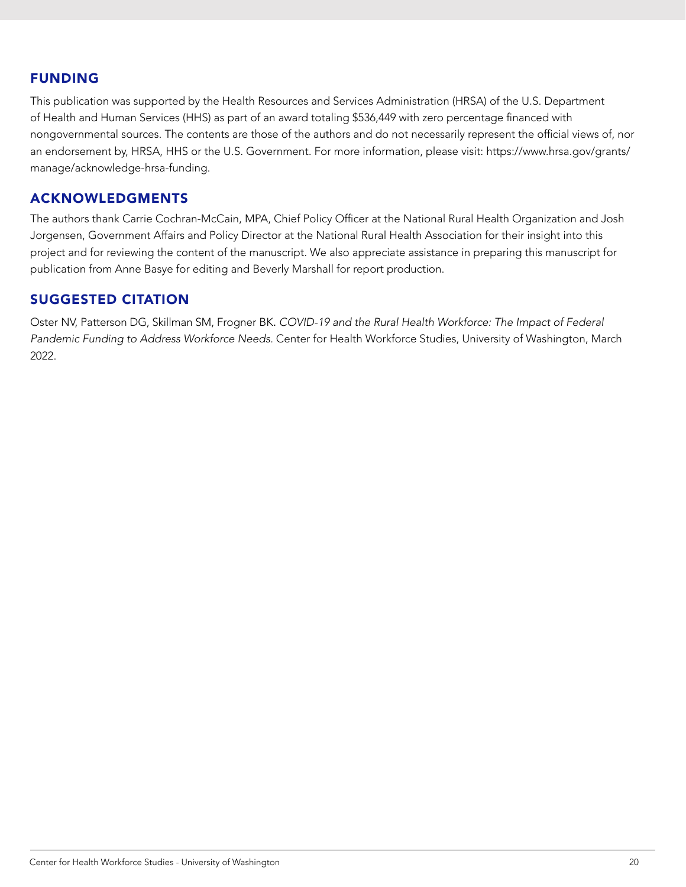## FUNDING

This publication was supported by the Health Resources and Services Administration (HRSA) of the U.S. Department of Health and Human Services (HHS) as part of an award totaling $536,449 with zero percentage financed with nongovernmental sources. The contents are those of the authors and do not necessarily represent the official views of, nor an endorsement by, HRSA, HHS or the U.S. Government. For more information, please visit: https://www.hrsa.gov/grants/manage/acknowledge-hrsa-funding.

## ACKNOWLEDGMENTS

The authors thank Carrie Cochran-McCain, MPA, Chief Policy Officer at the National Rural Health Organization and Josh Jorgensen, Government Affairs and Policy Director at the National Rural Health Association for their insight into this project and for reviewing the content of the manuscript. We also appreciate assistance in preparing this manuscript for publication from Anne Basye for editing and Beverly Marshall for report production.

## SUGGESTED CITATION

Oster NV, Patterson DG, Skillman SM, Frogner BK. *COVID-19 and the Rural Health Workforce: The Impact of Federal Pandemic Funding to Address Workforce Needs.* Center for Health Workforce Studies, University of Washington, March 2022.